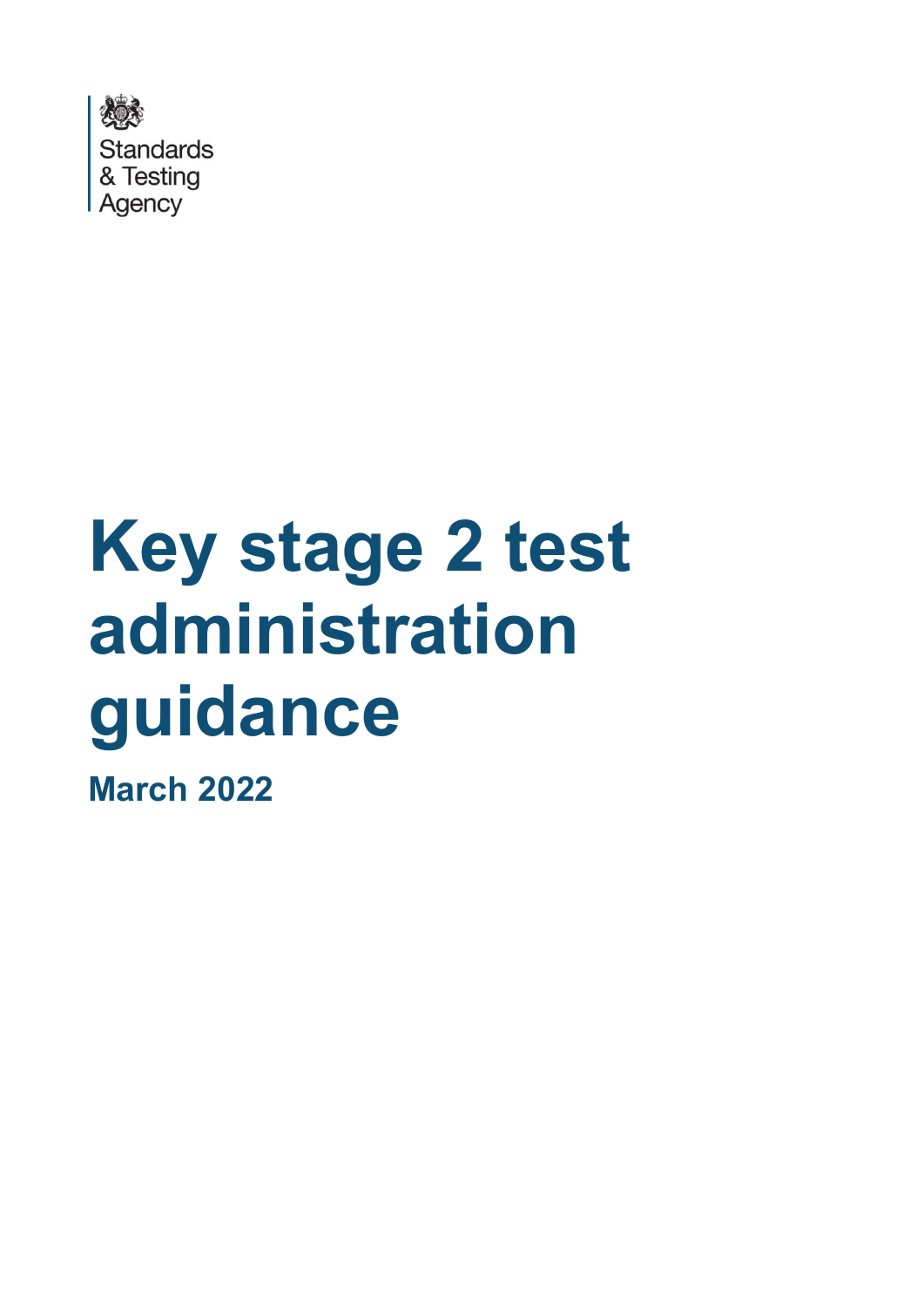Standards & Testing Agency

# Key stage 2 test administration guidance

**March 2022**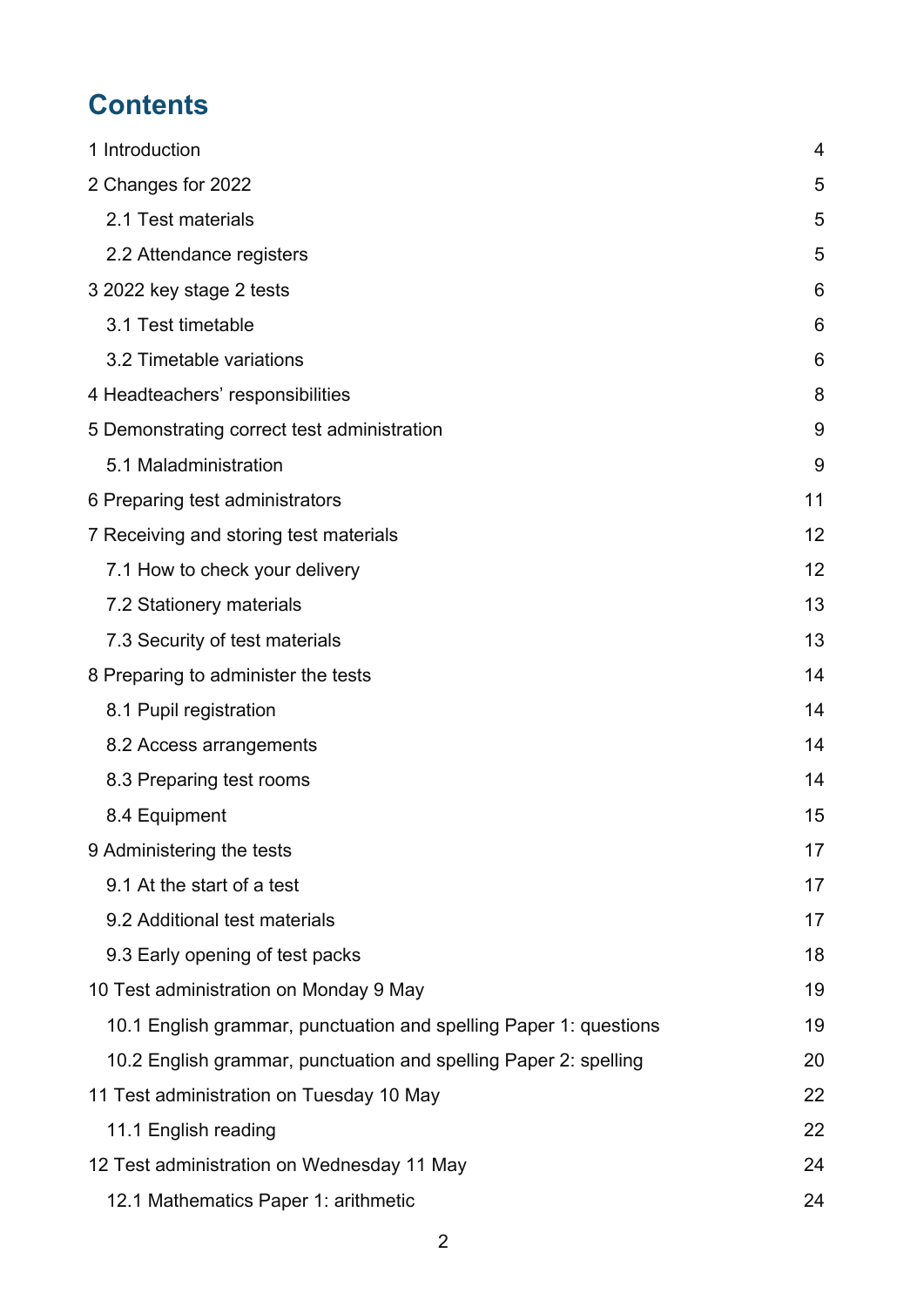# Contents

| | |
|---|---|
| 1 Introduction | 4 |
| 2 Changes for 2022 | 5 |
| 2.1 Test materials | 5 |
| 2.2 Attendance registers | 5 |
| 3 2022 key stage 2 tests | 6 |
| 3.1 Test timetable | 6 |
| 3.2 Timetable variations | 6 |
| 4 Headteachers' responsibilities | 8 |
| 5 Demonstrating correct test administration | 9 |
| 5.1 Maladministration | 9 |
| 6 Preparing test administrators | 11 |
| 7 Receiving and storing test materials | 12 |
| 7.1 How to check your delivery | 12 |
| 7.2 Stationery materials | 13 |
| 7.3 Security of test materials | 13 |
| 8 Preparing to administer the tests | 14 |
| 8.1 Pupil registration | 14 |
| 8.2 Access arrangements | 14 |
| 8.3 Preparing test rooms | 14 |
| 8.4 Equipment | 15 |
| 9 Administering the tests | 17 |
| 9.1 At the start of a test | 17 |
| 9.2 Additional test materials | 17 |
| 9.3 Early opening of test packs | 18 |
| 10 Test administration on Monday 9 May | 19 |
| 10.1 English grammar, punctuation and spelling Paper 1: questions | 19 |
| 10.2 English grammar, punctuation and spelling Paper 2: spelling | 20 |
| 11 Test administration on Tuesday 10 May | 22 |
| 11.1 English reading | 22 |
| 12 Test administration on Wednesday 11 May | 24 |
| 12.1 Mathematics Paper 1: arithmetic | 24 |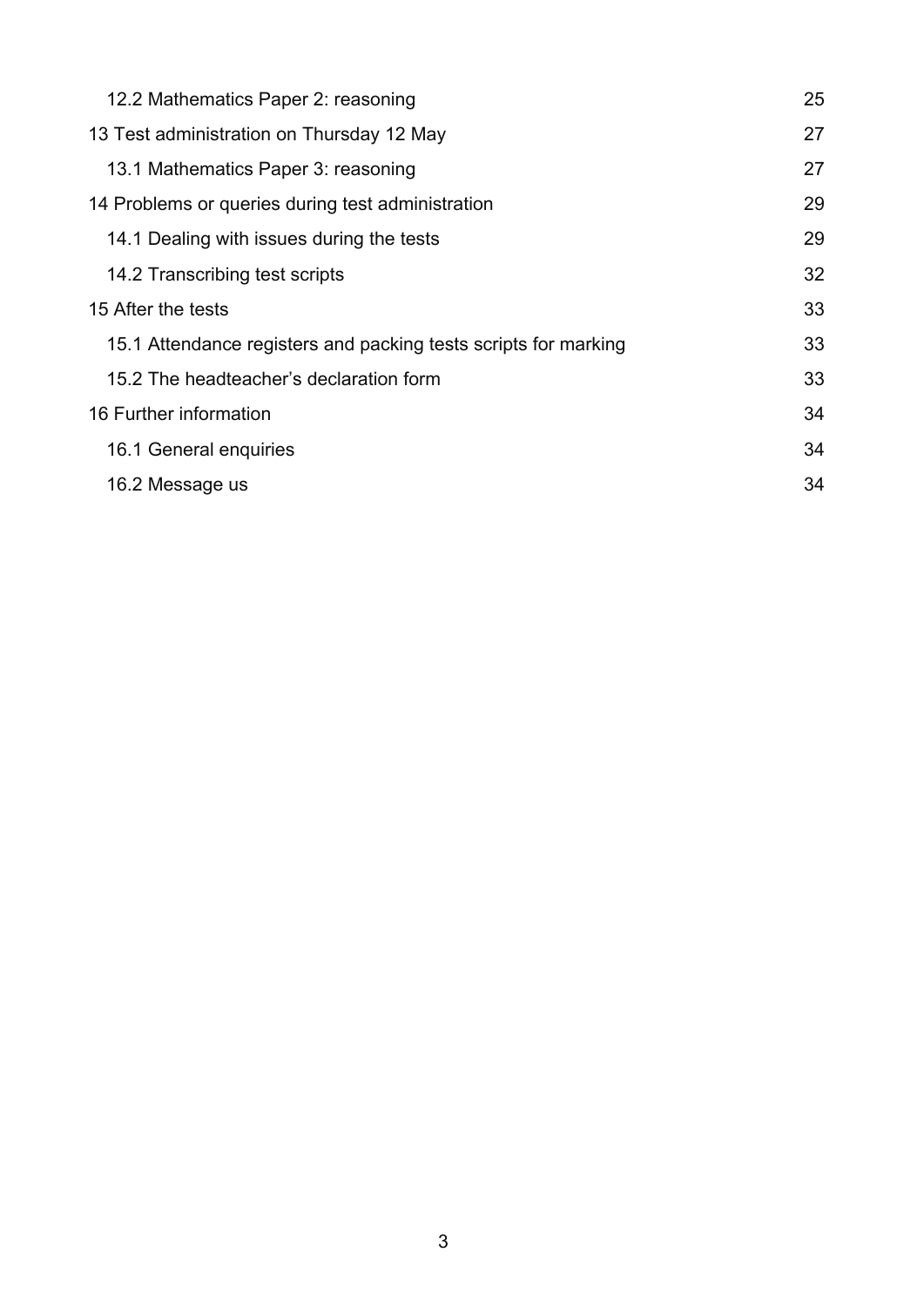- 12.2 Mathematics Paper 2: reasoning 25
- 13 Test administration on Thursday 12 May 27
  - 13.1 Mathematics Paper 3: reasoning 27
- 14 Problems or queries during test administration 29
  - 14.1 Dealing with issues during the tests 29
  - 14.2 Transcribing test scripts 32
- 15 After the tests 33
  - 15.1 Attendance registers and packing tests scripts for marking 33
  - 15.2 The headteacher's declaration form 33
- 16 Further information 34
  - 16.1 General enquiries 34
  - 16.2 Message us 34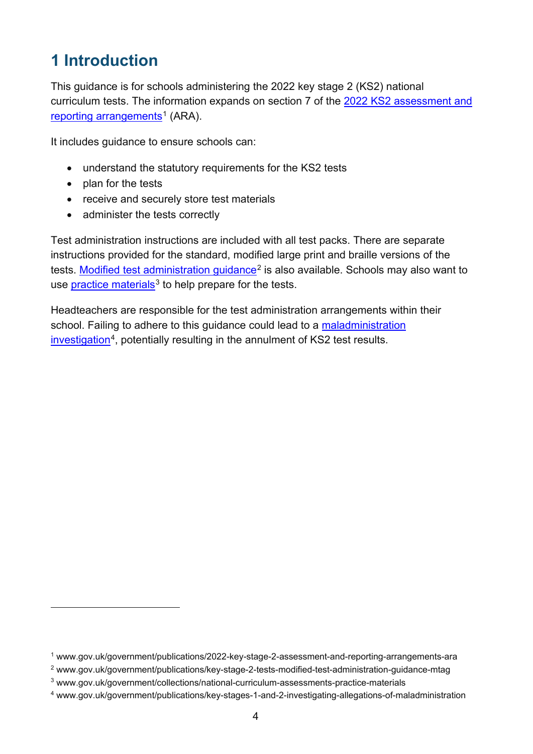# 1 Introduction

This guidance is for schools administering the 2022 key stage 2 (KS2) national curriculum tests. The information expands on section 7 of the 2022 KS2 assessment and reporting arrangements[1] (ARA).

It includes guidance to ensure schools can:

- understand the statutory requirements for the KS2 tests
- plan for the tests
- receive and securely store test materials
- administer the tests correctly

Test administration instructions are included with all test packs. There are separate instructions provided for the standard, modified large print and braille versions of the tests. Modified test administration guidance[2] is also available. Schools may also want to use practice materials[3] to help prepare for the tests.

Headteachers are responsible for the test administration arrangements within their school. Failing to adhere to this guidance could lead to a maladministration investigation[4], potentially resulting in the annulment of KS2 test results.

---

[1] www.gov.uk/government/publications/2022-key-stage-2-assessment-and-reporting-arrangements-ara

[2] www.gov.uk/government/publications/key-stage-2-tests-modified-test-administration-guidance-mtag

[3] www.gov.uk/government/collections/national-curriculum-assessments-practice-materials

[4] www.gov.uk/government/publications/key-stages-1-and-2-investigating-allegations-of-maladministration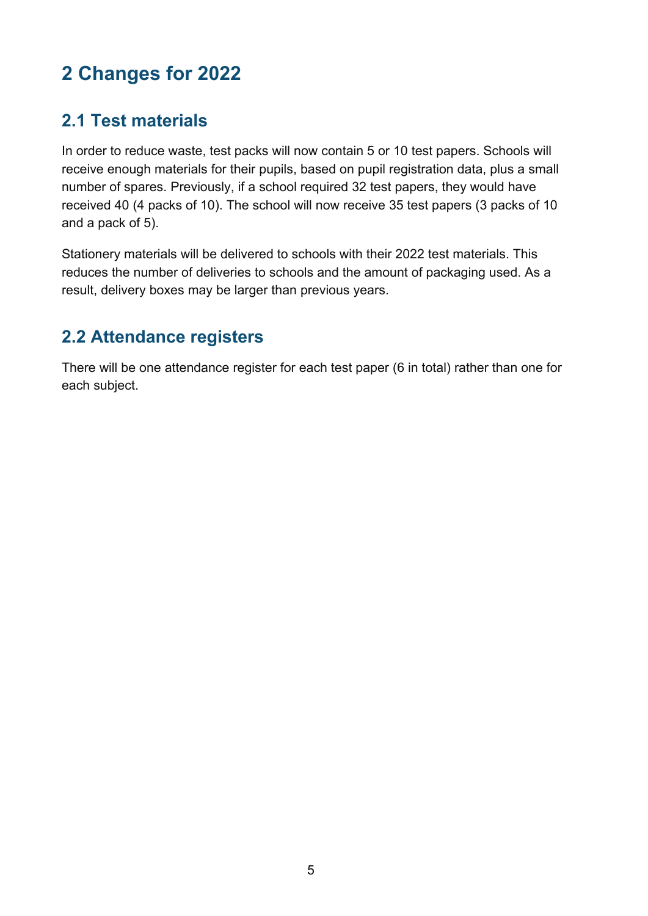# 2 Changes for 2022

## 2.1 Test materials

In order to reduce waste, test packs will now contain 5 or 10 test papers. Schools will receive enough materials for their pupils, based on pupil registration data, plus a small number of spares. Previously, if a school required 32 test papers, they would have received 40 (4 packs of 10). The school will now receive 35 test papers (3 packs of 10 and a pack of 5).

Stationery materials will be delivered to schools with their 2022 test materials. This reduces the number of deliveries to schools and the amount of packaging used. As a result, delivery boxes may be larger than previous years.

## 2.2 Attendance registers

There will be one attendance register for each test paper (6 in total) rather than one for each subject.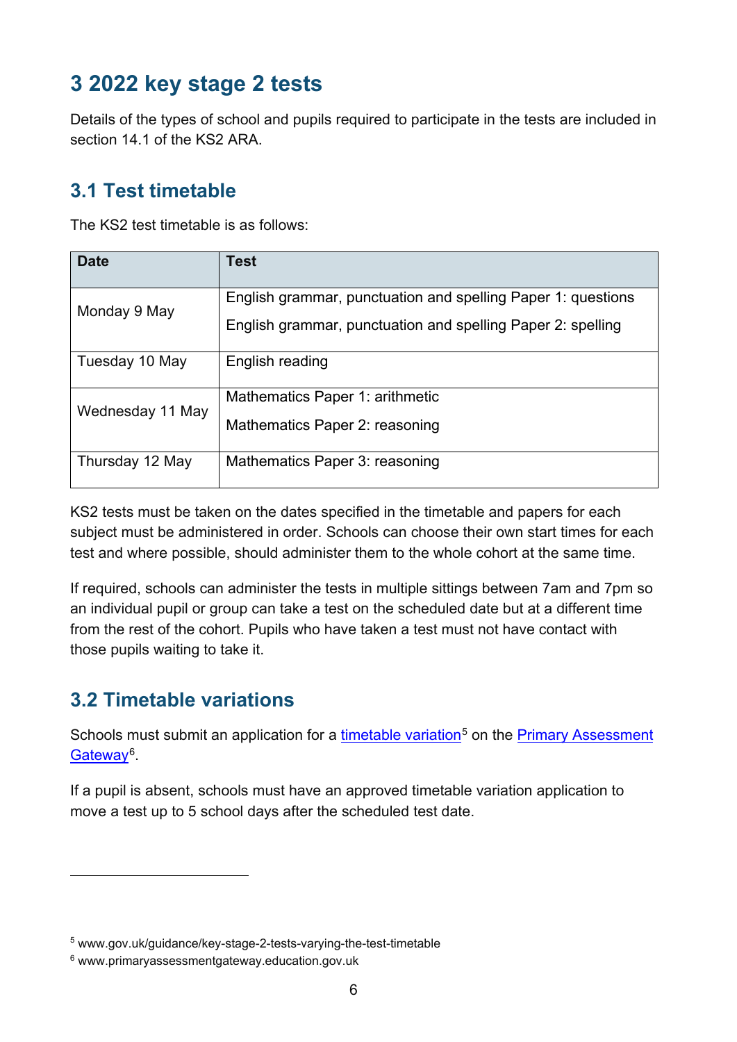# 3 2022 key stage 2 tests

Details of the types of school and pupils required to participate in the tests are included in section 14.1 of the KS2 ARA.

## 3.1 Test timetable

The KS2 test timetable is as follows:

| Date | Test |
|---|---|
| Monday 9 May | English grammar, punctuation and spelling Paper 1: questions<br>English grammar, punctuation and spelling Paper 2: spelling |
| Tuesday 10 May | English reading |
| Wednesday 11 May | Mathematics Paper 1: arithmetic<br>Mathematics Paper 2: reasoning |
| Thursday 12 May | Mathematics Paper 3: reasoning |

KS2 tests must be taken on the dates specified in the timetable and papers for each subject must be administered in order. Schools can choose their own start times for each test and where possible, should administer them to the whole cohort at the same time.

If required, schools can administer the tests in multiple sittings between 7am and 7pm so an individual pupil or group can take a test on the scheduled date but at a different time from the rest of the cohort. Pupils who have taken a test must not have contact with those pupils waiting to take it.

## 3.2 Timetable variations

Schools must submit an application for a timetable variation[5] on the Primary Assessment Gateway[6].

If a pupil is absent, schools must have an approved timetable variation application to move a test up to 5 school days after the scheduled test date.

[5] www.gov.uk/guidance/key-stage-2-tests-varying-the-test-timetable

[6] www.primaryassessmentgateway.education.gov.uk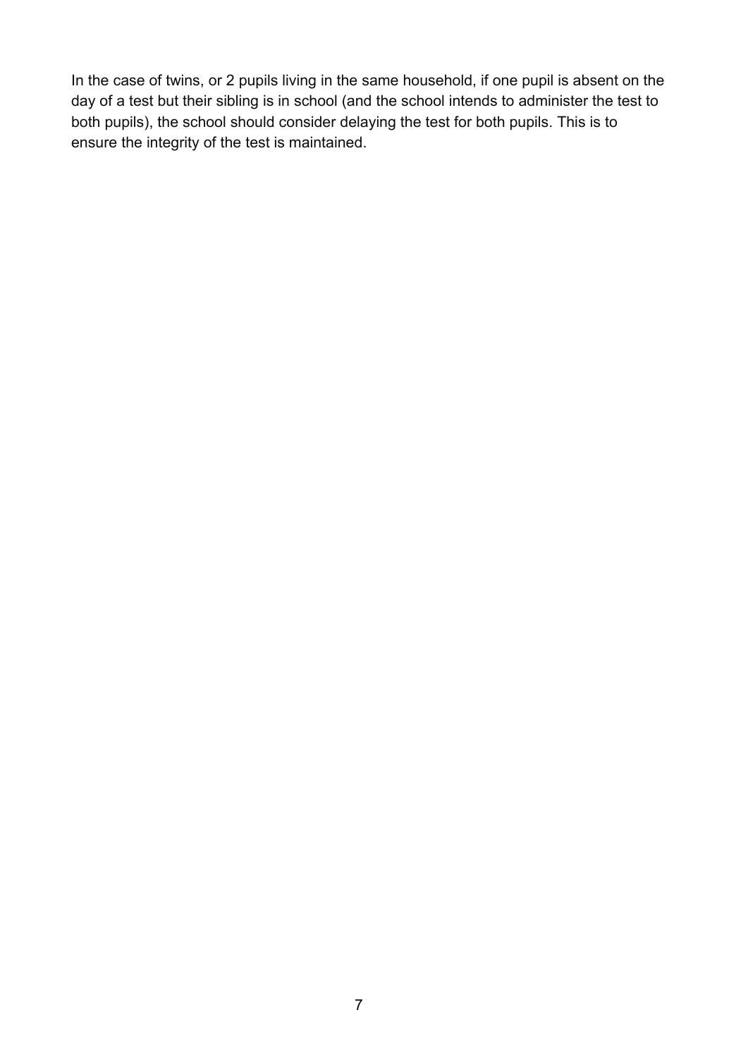In the case of twins, or 2 pupils living in the same household, if one pupil is absent on the day of a test but their sibling is in school (and the school intends to administer the test to both pupils), the school should consider delaying the test for both pupils. This is to ensure the integrity of the test is maintained.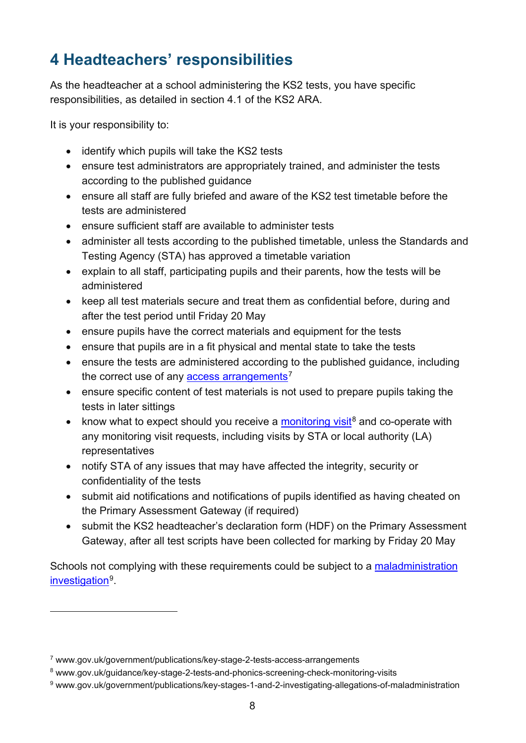# 4 Headteachers' responsibilities

As the headteacher at a school administering the KS2 tests, you have specific responsibilities, as detailed in section 4.1 of the KS2 ARA.

It is your responsibility to:

- identify which pupils will take the KS2 tests
- ensure test administrators are appropriately trained, and administer the tests according to the published guidance
- ensure all staff are fully briefed and aware of the KS2 test timetable before the tests are administered
- ensure sufficient staff are available to administer tests
- administer all tests according to the published timetable, unless the Standards and Testing Agency (STA) has approved a timetable variation
- explain to all staff, participating pupils and their parents, how the tests will be administered
- keep all test materials secure and treat them as confidential before, during and after the test period until Friday 20 May
- ensure pupils have the correct materials and equipment for the tests
- ensure that pupils are in a fit physical and mental state to take the tests
- ensure the tests are administered according to the published guidance, including the correct use of any access arrangements[7]
- ensure specific content of test materials is not used to prepare pupils taking the tests in later sittings
- know what to expect should you receive a monitoring visit[8] and co-operate with any monitoring visit requests, including visits by STA or local authority (LA) representatives
- notify STA of any issues that may have affected the integrity, security or confidentiality of the tests
- submit aid notifications and notifications of pupils identified as having cheated on the Primary Assessment Gateway (if required)
- submit the KS2 headteacher's declaration form (HDF) on the Primary Assessment Gateway, after all test scripts have been collected for marking by Friday 20 May

Schools not complying with these requirements could be subject to a maladministration investigation[9].

---

[7] www.gov.uk/government/publications/key-stage-2-tests-access-arrangements

[8] www.gov.uk/guidance/key-stage-2-tests-and-phonics-screening-check-monitoring-visits

[9] www.gov.uk/government/publications/key-stages-1-and-2-investigating-allegations-of-maladministration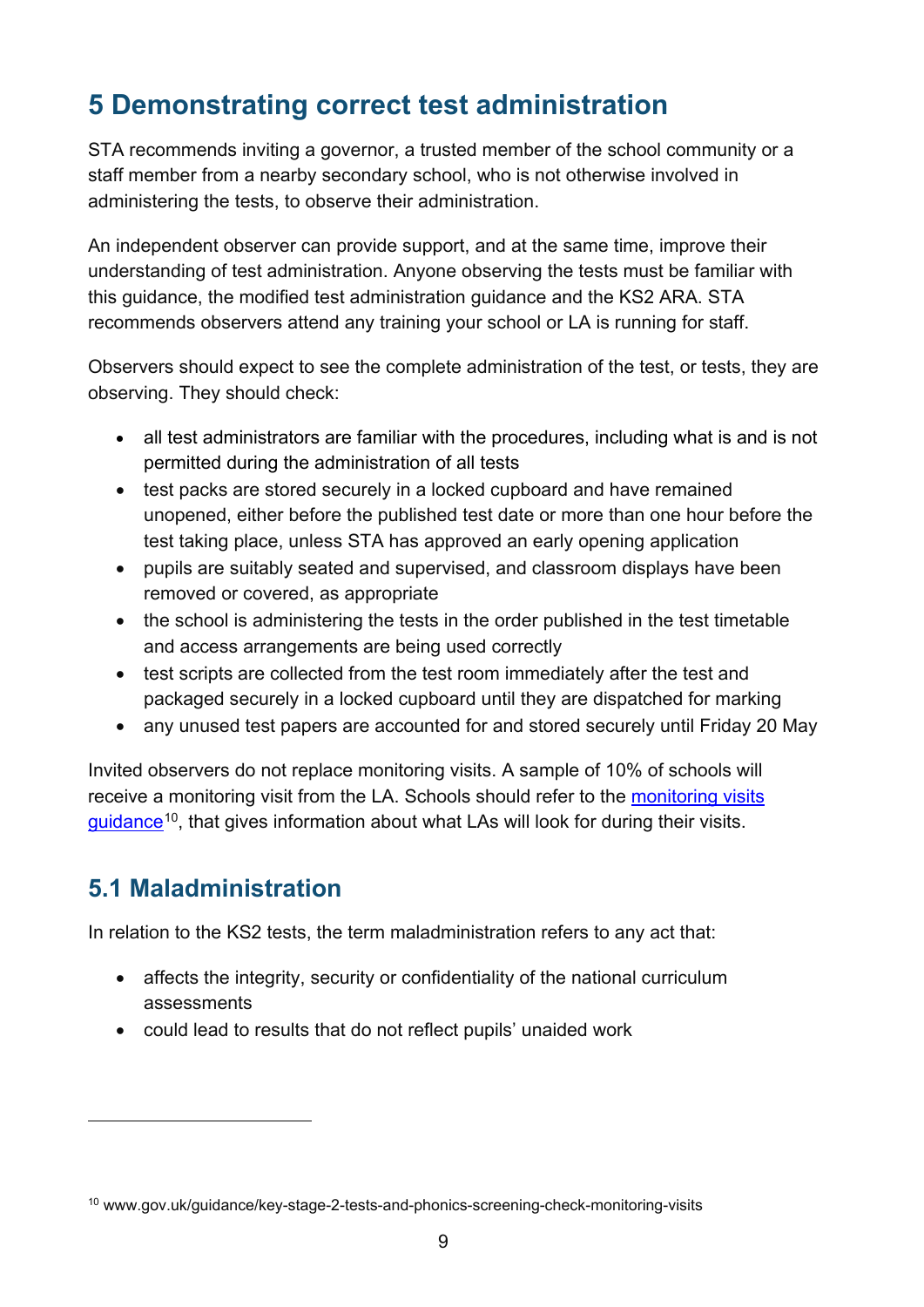# 5 Demonstrating correct test administration

STA recommends inviting a governor, a trusted member of the school community or a staff member from a nearby secondary school, who is not otherwise involved in administering the tests, to observe their administration.

An independent observer can provide support, and at the same time, improve their understanding of test administration. Anyone observing the tests must be familiar with this guidance, the modified test administration guidance and the KS2 ARA. STA recommends observers attend any training your school or LA is running for staff.

Observers should expect to see the complete administration of the test, or tests, they are observing. They should check:

- all test administrators are familiar with the procedures, including what is and is not permitted during the administration of all tests
- test packs are stored securely in a locked cupboard and have remained unopened, either before the published test date or more than one hour before the test taking place, unless STA has approved an early opening application
- pupils are suitably seated and supervised, and classroom displays have been removed or covered, as appropriate
- the school is administering the tests in the order published in the test timetable and access arrangements are being used correctly
- test scripts are collected from the test room immediately after the test and packaged securely in a locked cupboard until they are dispatched for marking
- any unused test papers are accounted for and stored securely until Friday 20 May

Invited observers do not replace monitoring visits. A sample of 10% of schools will receive a monitoring visit from the LA. Schools should refer to the monitoring visits guidance[10], that gives information about what LAs will look for during their visits.

## 5.1 Maladministration

In relation to the KS2 tests, the term maladministration refers to any act that:

- affects the integrity, security or confidentiality of the national curriculum assessments
- could lead to results that do not reflect pupils' unaided work

[10] www.gov.uk/guidance/key-stage-2-tests-and-phonics-screening-check-monitoring-visits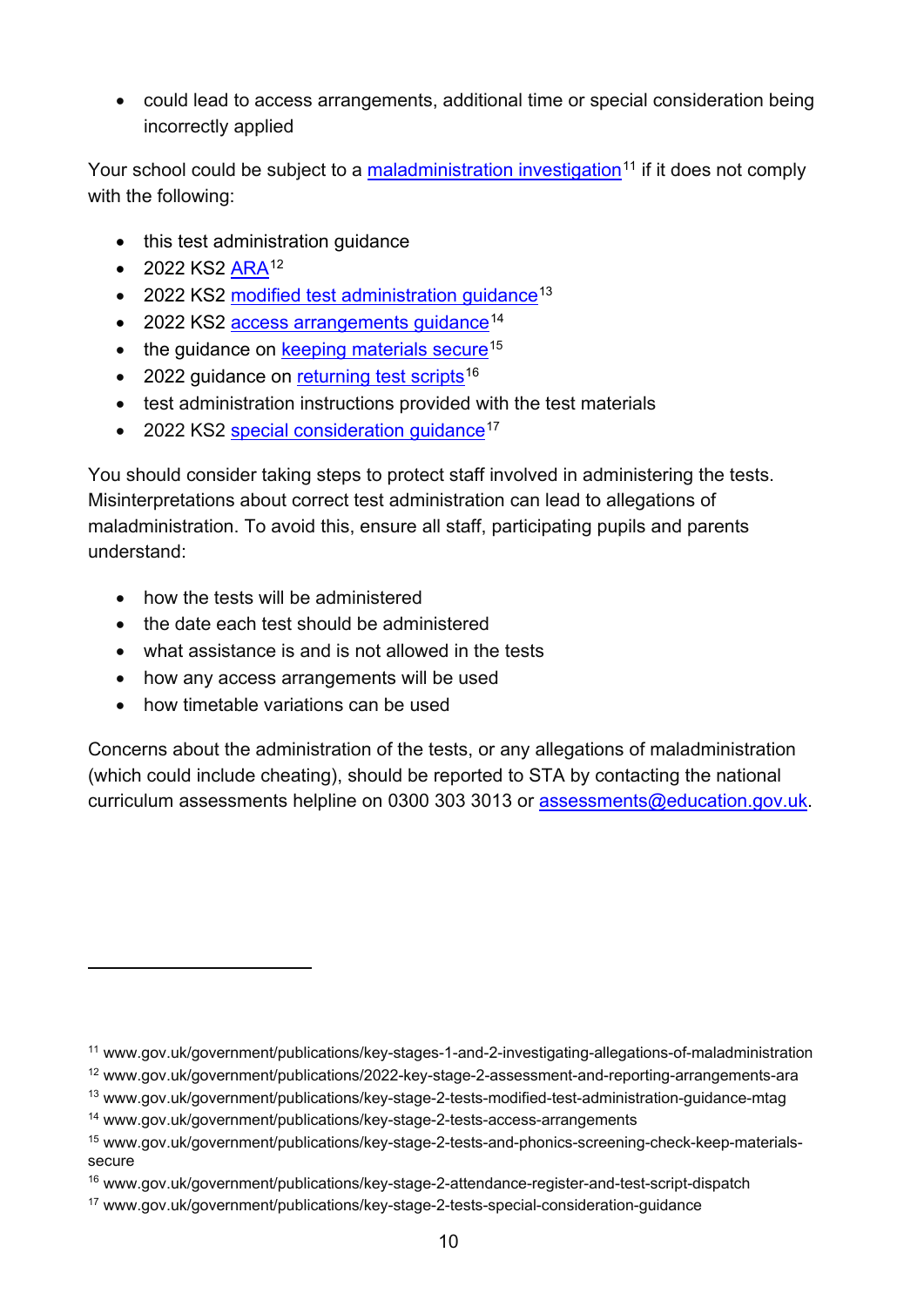- could lead to access arrangements, additional time or special consideration being incorrectly applied

Your school could be subject to a maladministration investigation[11] if it does not comply with the following:

- this test administration guidance
- 2022 KS2 ARA[12]
- 2022 KS2 modified test administration guidance[13]
- 2022 KS2 access arrangements guidance[14]
- the guidance on keeping materials secure[15]
- 2022 guidance on returning test scripts[16]
- test administration instructions provided with the test materials
- 2022 KS2 special consideration guidance[17]

You should consider taking steps to protect staff involved in administering the tests. Misinterpretations about correct test administration can lead to allegations of maladministration. To avoid this, ensure all staff, participating pupils and parents understand:

- how the tests will be administered
- the date each test should be administered
- what assistance is and is not allowed in the tests
- how any access arrangements will be used
- how timetable variations can be used

Concerns about the administration of the tests, or any allegations of maladministration (which could include cheating), should be reported to STA by contacting the national curriculum assessments helpline on 0300 303 3013 or assessments@education.gov.uk.

---

[11] www.gov.uk/government/publications/key-stages-1-and-2-investigating-allegations-of-maladministration

[12] www.gov.uk/government/publications/2022-key-stage-2-assessment-and-reporting-arrangements-ara

[13] www.gov.uk/government/publications/key-stage-2-tests-modified-test-administration-guidance-mtag

[14] www.gov.uk/government/publications/key-stage-2-tests-access-arrangements

[15] www.gov.uk/government/publications/key-stage-2-tests-and-phonics-screening-check-keep-materials-secure

[16] www.gov.uk/government/publications/key-stage-2-attendance-register-and-test-script-dispatch

[17] www.gov.uk/government/publications/key-stage-2-tests-special-consideration-guidance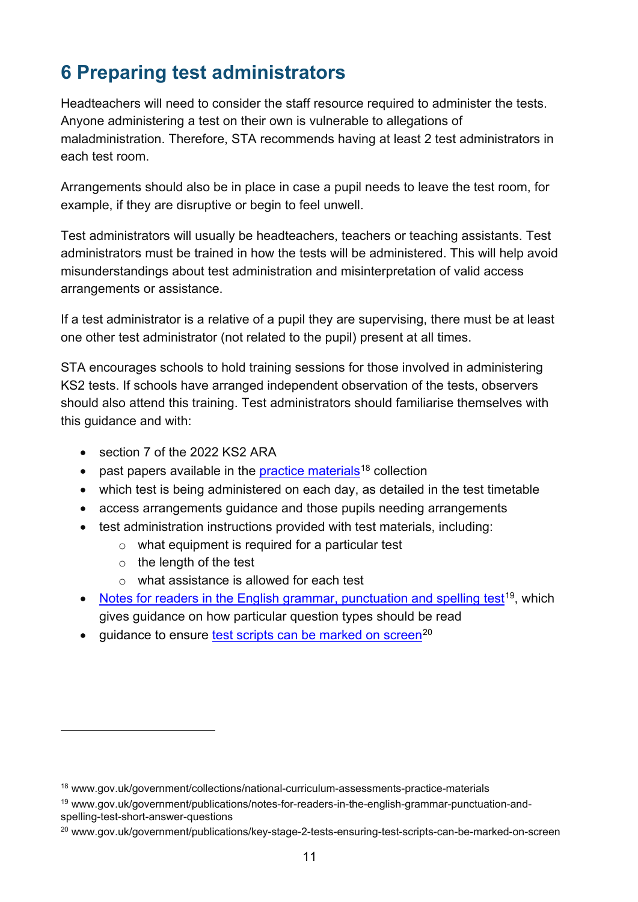# 6 Preparing test administrators

Headteachers will need to consider the staff resource required to administer the tests. Anyone administering a test on their own is vulnerable to allegations of maladministration. Therefore, STA recommends having at least 2 test administrators in each test room.

Arrangements should also be in place in case a pupil needs to leave the test room, for example, if they are disruptive or begin to feel unwell.

Test administrators will usually be headteachers, teachers or teaching assistants. Test administrators must be trained in how the tests will be administered. This will help avoid misunderstandings about test administration and misinterpretation of valid access arrangements or assistance.

If a test administrator is a relative of a pupil they are supervising, there must be at least one other test administrator (not related to the pupil) present at all times.

STA encourages schools to hold training sessions for those involved in administering KS2 tests. If schools have arranged independent observation of the tests, observers should also attend this training. Test administrators should familiarise themselves with this guidance and with:

- section 7 of the 2022 KS2 ARA
- past papers available in the practice materials[18] collection
- which test is being administered on each day, as detailed in the test timetable
- access arrangements guidance and those pupils needing arrangements
- test administration instructions provided with test materials, including:
  - what equipment is required for a particular test
  - the length of the test
  - what assistance is allowed for each test
- Notes for readers in the English grammar, punctuation and spelling test[19], which gives guidance on how particular question types should be read
- guidance to ensure test scripts can be marked on screen[20]

---

[18] www.gov.uk/government/collections/national-curriculum-assessments-practice-materials

[19] www.gov.uk/government/publications/notes-for-readers-in-the-english-grammar-punctuation-and-spelling-test-short-answer-questions

[20] www.gov.uk/government/publications/key-stage-2-tests-ensuring-test-scripts-can-be-marked-on-screen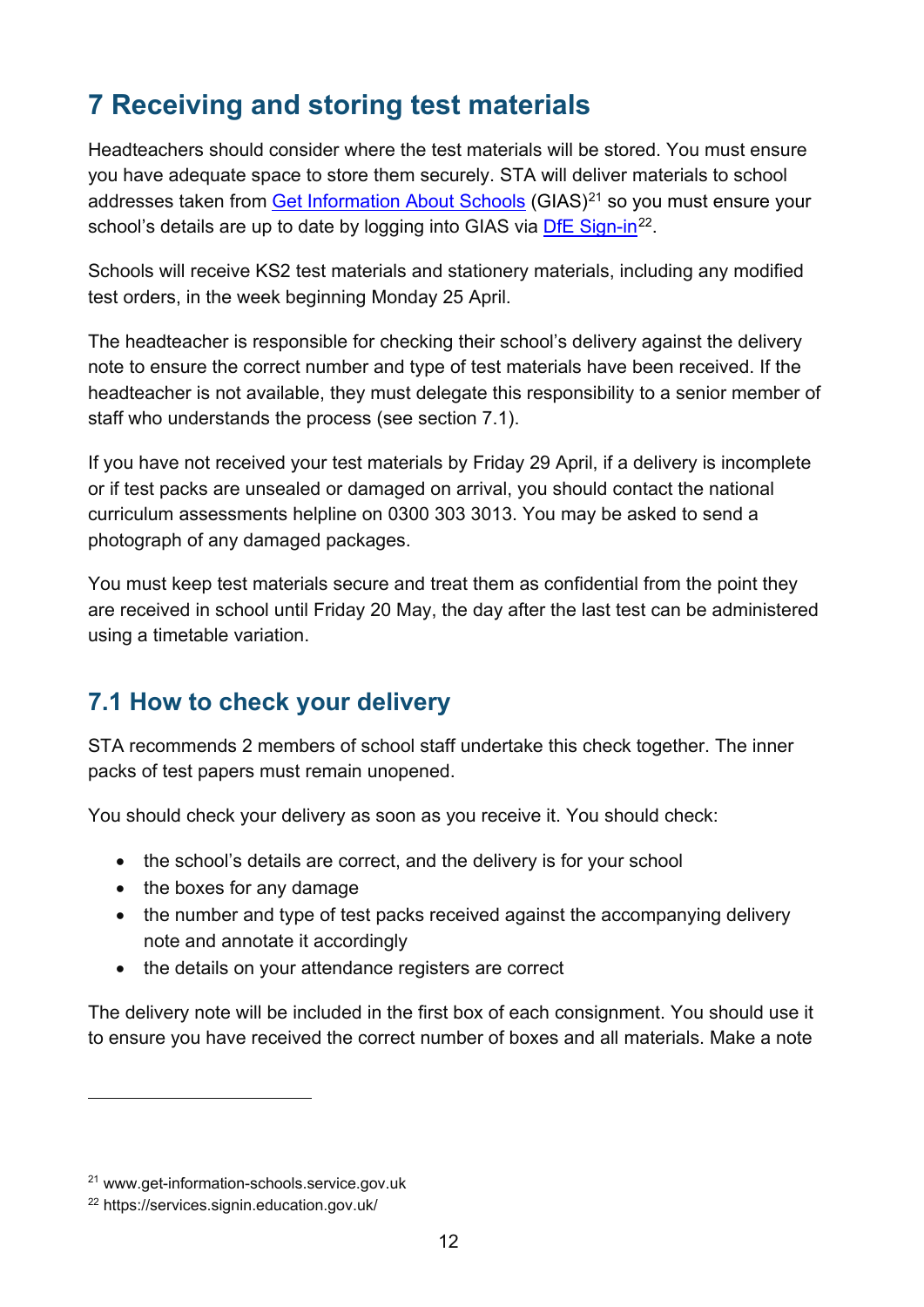## 7 Receiving and storing test materials

Headteachers should consider where the test materials will be stored. You must ensure you have adequate space to store them securely. STA will deliver materials to school addresses taken from Get Information About Schools (GIAS)[21] so you must ensure your school's details are up to date by logging into GIAS via DfE Sign-in[22].

Schools will receive KS2 test materials and stationery materials, including any modified test orders, in the week beginning Monday 25 April.

The headteacher is responsible for checking their school's delivery against the delivery note to ensure the correct number and type of test materials have been received. If the headteacher is not available, they must delegate this responsibility to a senior member of staff who understands the process (see section 7.1).

If you have not received your test materials by Friday 29 April, if a delivery is incomplete or if test packs are unsealed or damaged on arrival, you should contact the national curriculum assessments helpline on 0300 303 3013. You may be asked to send a photograph of any damaged packages.

You must keep test materials secure and treat them as confidential from the point they are received in school until Friday 20 May, the day after the last test can be administered using a timetable variation.

### 7.1 How to check your delivery

STA recommends 2 members of school staff undertake this check together. The inner packs of test papers must remain unopened.

You should check your delivery as soon as you receive it. You should check:

- the school's details are correct, and the delivery is for your school
- the boxes for any damage
- the number and type of test packs received against the accompanying delivery note and annotate it accordingly
- the details on your attendance registers are correct

The delivery note will be included in the first box of each consignment. You should use it to ensure you have received the correct number of boxes and all materials. Make a note

[21] www.get-information-schools.service.gov.uk

[22] https://services.signin.education.gov.uk/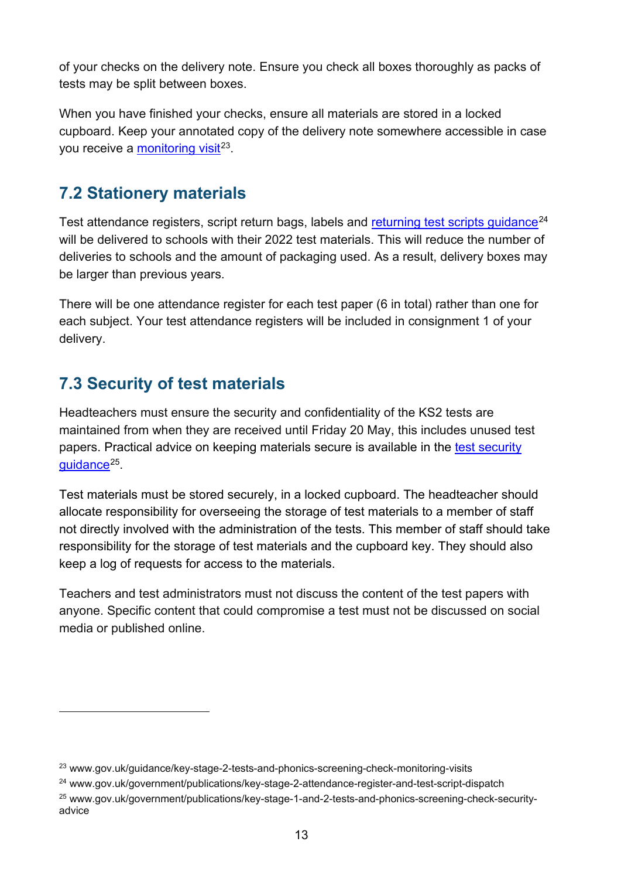of your checks on the delivery note. Ensure you check all boxes thoroughly as packs of tests may be split between boxes.

When you have finished your checks, ensure all materials are stored in a locked cupboard. Keep your annotated copy of the delivery note somewhere accessible in case you receive a monitoring visit[23].

## 7.2 Stationery materials

Test attendance registers, script return bags, labels and returning test scripts guidance[24] will be delivered to schools with their 2022 test materials. This will reduce the number of deliveries to schools and the amount of packaging used. As a result, delivery boxes may be larger than previous years.

There will be one attendance register for each test paper (6 in total) rather than one for each subject. Your test attendance registers will be included in consignment 1 of your delivery.

## 7.3 Security of test materials

Headteachers must ensure the security and confidentiality of the KS2 tests are maintained from when they are received until Friday 20 May, this includes unused test papers. Practical advice on keeping materials secure is available in the test security guidance[25].

Test materials must be stored securely, in a locked cupboard. The headteacher should allocate responsibility for overseeing the storage of test materials to a member of staff not directly involved with the administration of the tests. This member of staff should take responsibility for the storage of test materials and the cupboard key. They should also keep a log of requests for access to the materials.

Teachers and test administrators must not discuss the content of the test papers with anyone. Specific content that could compromise a test must not be discussed on social media or published online.

---

[23] www.gov.uk/guidance/key-stage-2-tests-and-phonics-screening-check-monitoring-visits

[24] www.gov.uk/government/publications/key-stage-2-attendance-register-and-test-script-dispatch

[25] www.gov.uk/government/publications/key-stage-1-and-2-tests-and-phonics-screening-check-security-advice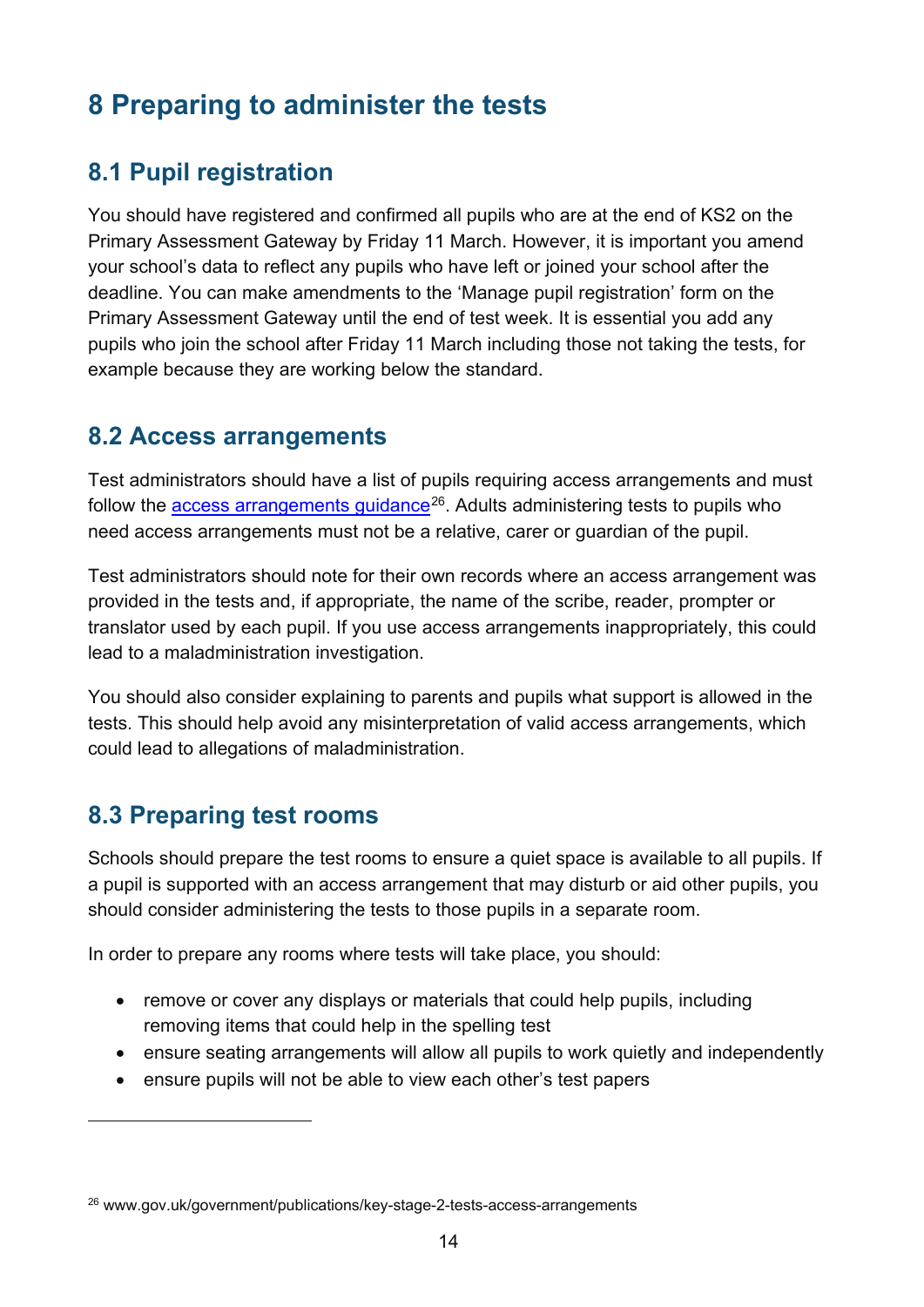# 8 Preparing to administer the tests

## 8.1 Pupil registration

You should have registered and confirmed all pupils who are at the end of KS2 on the Primary Assessment Gateway by Friday 11 March. However, it is important you amend your school's data to reflect any pupils who have left or joined your school after the deadline. You can make amendments to the 'Manage pupil registration' form on the Primary Assessment Gateway until the end of test week. It is essential you add any pupils who join the school after Friday 11 March including those not taking the tests, for example because they are working below the standard.

## 8.2 Access arrangements

Test administrators should have a list of pupils requiring access arrangements and must follow the access arrangements guidance[26]. Adults administering tests to pupils who need access arrangements must not be a relative, carer or guardian of the pupil.

Test administrators should note for their own records where an access arrangement was provided in the tests and, if appropriate, the name of the scribe, reader, prompter or translator used by each pupil. If you use access arrangements inappropriately, this could lead to a maladministration investigation.

You should also consider explaining to parents and pupils what support is allowed in the tests. This should help avoid any misinterpretation of valid access arrangements, which could lead to allegations of maladministration.

## 8.3 Preparing test rooms

Schools should prepare the test rooms to ensure a quiet space is available to all pupils. If a pupil is supported with an access arrangement that may disturb or aid other pupils, you should consider administering the tests to those pupils in a separate room.

In order to prepare any rooms where tests will take place, you should:

- remove or cover any displays or materials that could help pupils, including removing items that could help in the spelling test
- ensure seating arrangements will allow all pupils to work quietly and independently
- ensure pupils will not be able to view each other's test papers

---

[26] www.gov.uk/government/publications/key-stage-2-tests-access-arrangements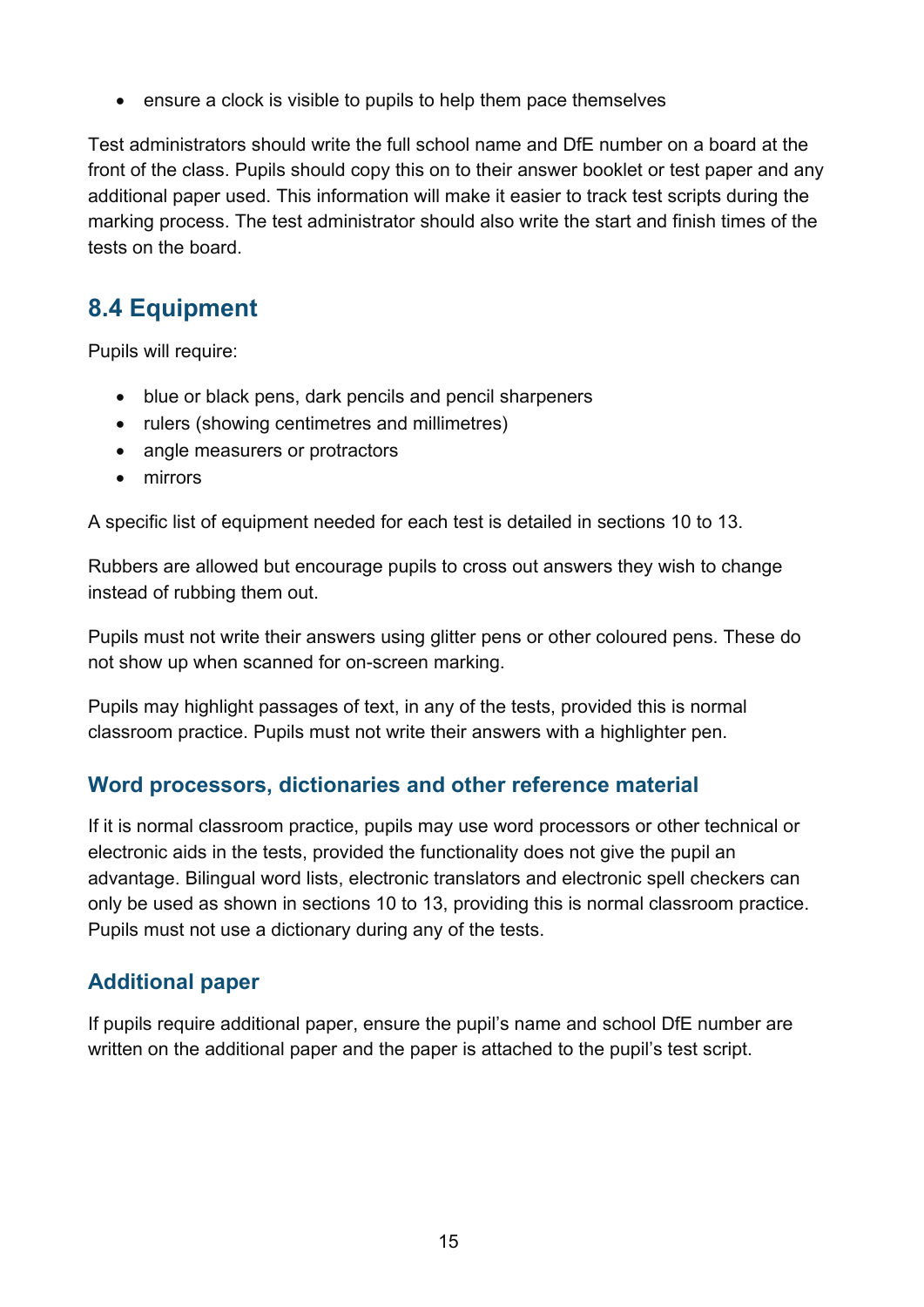- ensure a clock is visible to pupils to help them pace themselves

Test administrators should write the full school name and DfE number on a board at the front of the class. Pupils should copy this on to their answer booklet or test paper and any additional paper used. This information will make it easier to track test scripts during the marking process. The test administrator should also write the start and finish times of the tests on the board.

## 8.4 Equipment

Pupils will require:

- blue or black pens, dark pencils and pencil sharpeners
- rulers (showing centimetres and millimetres)
- angle measurers or protractors
- mirrors

A specific list of equipment needed for each test is detailed in sections 10 to 13.

Rubbers are allowed but encourage pupils to cross out answers they wish to change instead of rubbing them out.

Pupils must not write their answers using glitter pens or other coloured pens. These do not show up when scanned for on-screen marking.

Pupils may highlight passages of text, in any of the tests, provided this is normal classroom practice. Pupils must not write their answers with a highlighter pen.

### Word processors, dictionaries and other reference material

If it is normal classroom practice, pupils may use word processors or other technical or electronic aids in the tests, provided the functionality does not give the pupil an advantage. Bilingual word lists, electronic translators and electronic spell checkers can only be used as shown in sections 10 to 13, providing this is normal classroom practice. Pupils must not use a dictionary during any of the tests.

### Additional paper

If pupils require additional paper, ensure the pupil's name and school DfE number are written on the additional paper and the paper is attached to the pupil's test script.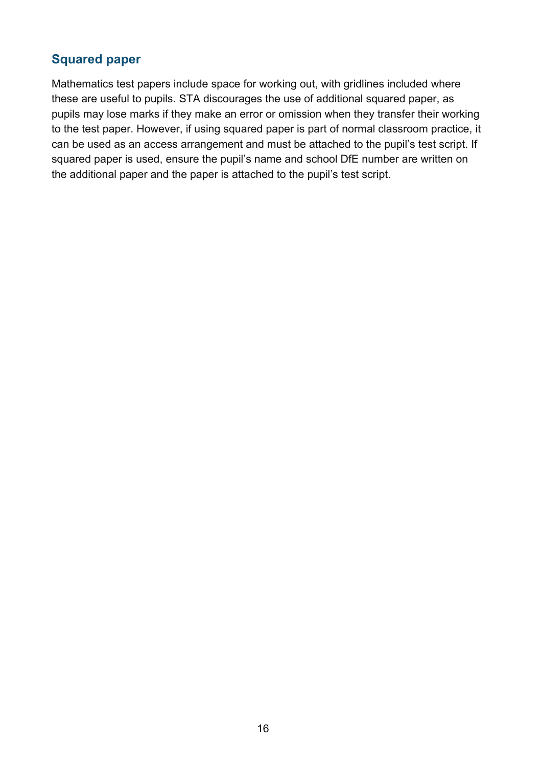## Squared paper

Mathematics test papers include space for working out, with gridlines included where these are useful to pupils. STA discourages the use of additional squared paper, as pupils may lose marks if they make an error or omission when they transfer their working to the test paper. However, if using squared paper is part of normal classroom practice, it can be used as an access arrangement and must be attached to the pupil's test script. If squared paper is used, ensure the pupil's name and school DfE number are written on the additional paper and the paper is attached to the pupil's test script.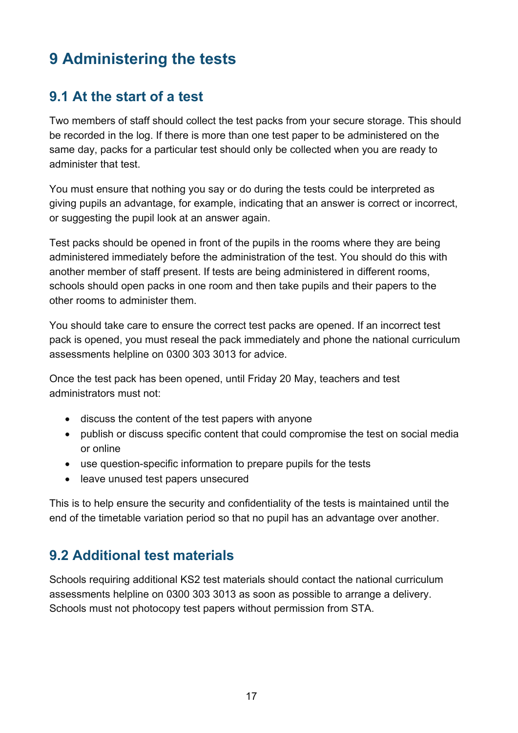# 9 Administering the tests

## 9.1 At the start of a test

Two members of staff should collect the test packs from your secure storage. This should be recorded in the log. If there is more than one test paper to be administered on the same day, packs for a particular test should only be collected when you are ready to administer that test.

You must ensure that nothing you say or do during the tests could be interpreted as giving pupils an advantage, for example, indicating that an answer is correct or incorrect, or suggesting the pupil look at an answer again.

Test packs should be opened in front of the pupils in the rooms where they are being administered immediately before the administration of the test. You should do this with another member of staff present. If tests are being administered in different rooms, schools should open packs in one room and then take pupils and their papers to the other rooms to administer them.

You should take care to ensure the correct test packs are opened. If an incorrect test pack is opened, you must reseal the pack immediately and phone the national curriculum assessments helpline on 0300 303 3013 for advice.

Once the test pack has been opened, until Friday 20 May, teachers and test administrators must not:

- discuss the content of the test papers with anyone
- publish or discuss specific content that could compromise the test on social media or online
- use question-specific information to prepare pupils for the tests
- leave unused test papers unsecured

This is to help ensure the security and confidentiality of the tests is maintained until the end of the timetable variation period so that no pupil has an advantage over another.

## 9.2 Additional test materials

Schools requiring additional KS2 test materials should contact the national curriculum assessments helpline on 0300 303 3013 as soon as possible to arrange a delivery. Schools must not photocopy test papers without permission from STA.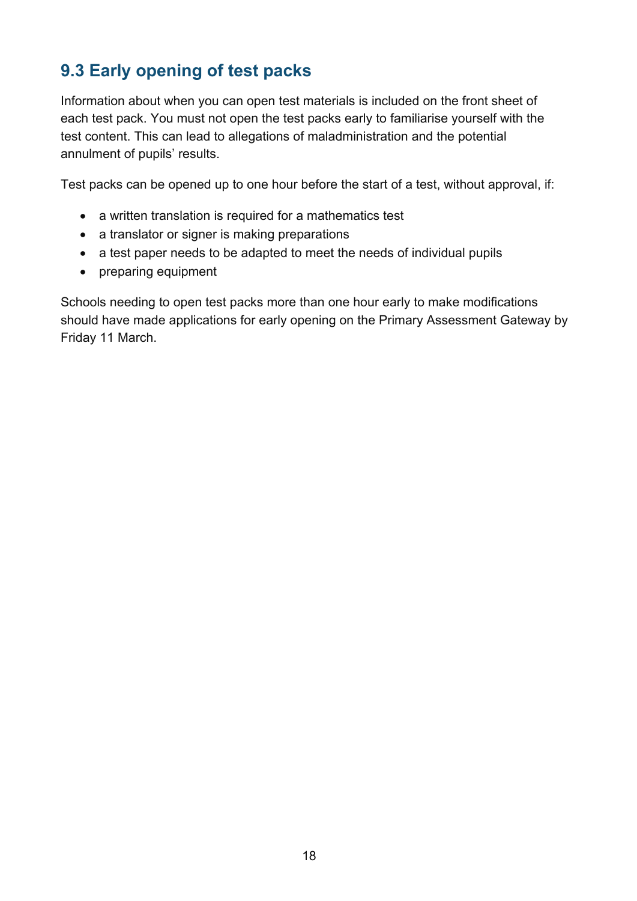## 9.3 Early opening of test packs

Information about when you can open test materials is included on the front sheet of each test pack. You must not open the test packs early to familiarise yourself with the test content. This can lead to allegations of maladministration and the potential annulment of pupils' results.

Test packs can be opened up to one hour before the start of a test, without approval, if:

- a written translation is required for a mathematics test
- a translator or signer is making preparations
- a test paper needs to be adapted to meet the needs of individual pupils
- preparing equipment

Schools needing to open test packs more than one hour early to make modifications should have made applications for early opening on the Primary Assessment Gateway by Friday 11 March.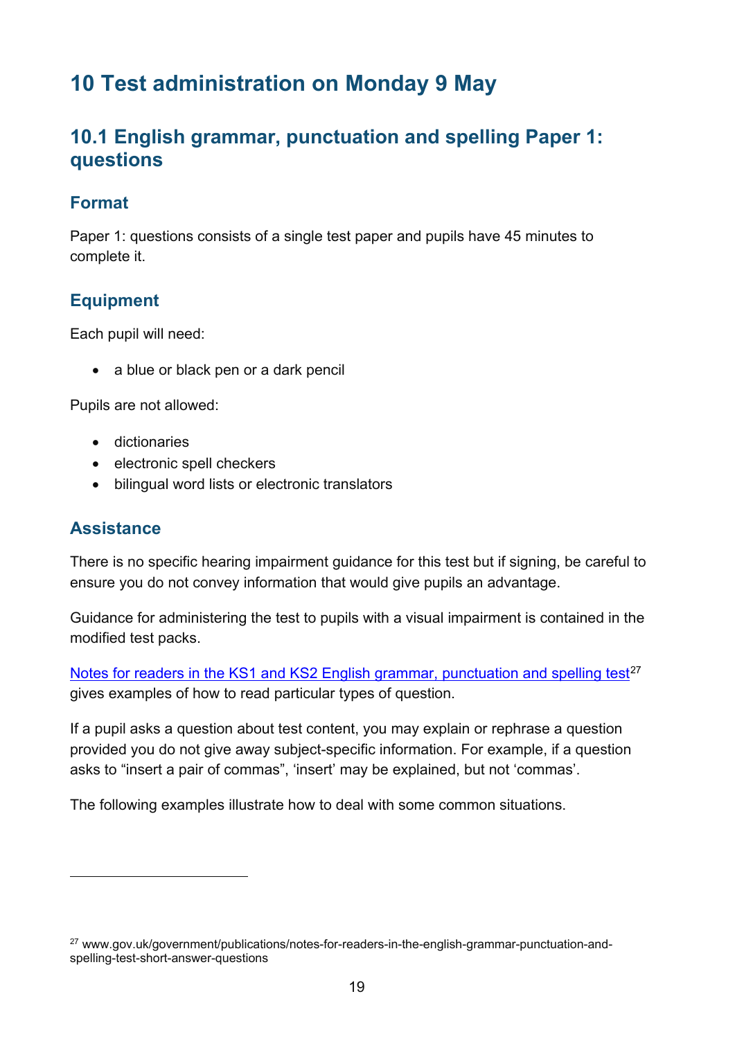# 10 Test administration on Monday 9 May

## 10.1 English grammar, punctuation and spelling Paper 1: questions

### Format

Paper 1: questions consists of a single test paper and pupils have 45 minutes to complete it.

### Equipment

Each pupil will need:

- a blue or black pen or a dark pencil

Pupils are not allowed:

- dictionaries
- electronic spell checkers
- bilingual word lists or electronic translators

### Assistance

There is no specific hearing impairment guidance for this test but if signing, be careful to ensure you do not convey information that would give pupils an advantage.

Guidance for administering the test to pupils with a visual impairment is contained in the modified test packs.

Notes for readers in the KS1 and KS2 English grammar, punctuation and spelling test[27] gives examples of how to read particular types of question.

If a pupil asks a question about test content, you may explain or rephrase a question provided you do not give away subject-specific information. For example, if a question asks to "insert a pair of commas", 'insert' may be explained, but not 'commas'.

The following examples illustrate how to deal with some common situations.

---

[27] www.gov.uk/government/publications/notes-for-readers-in-the-english-grammar-punctuation-and-spelling-test-short-answer-questions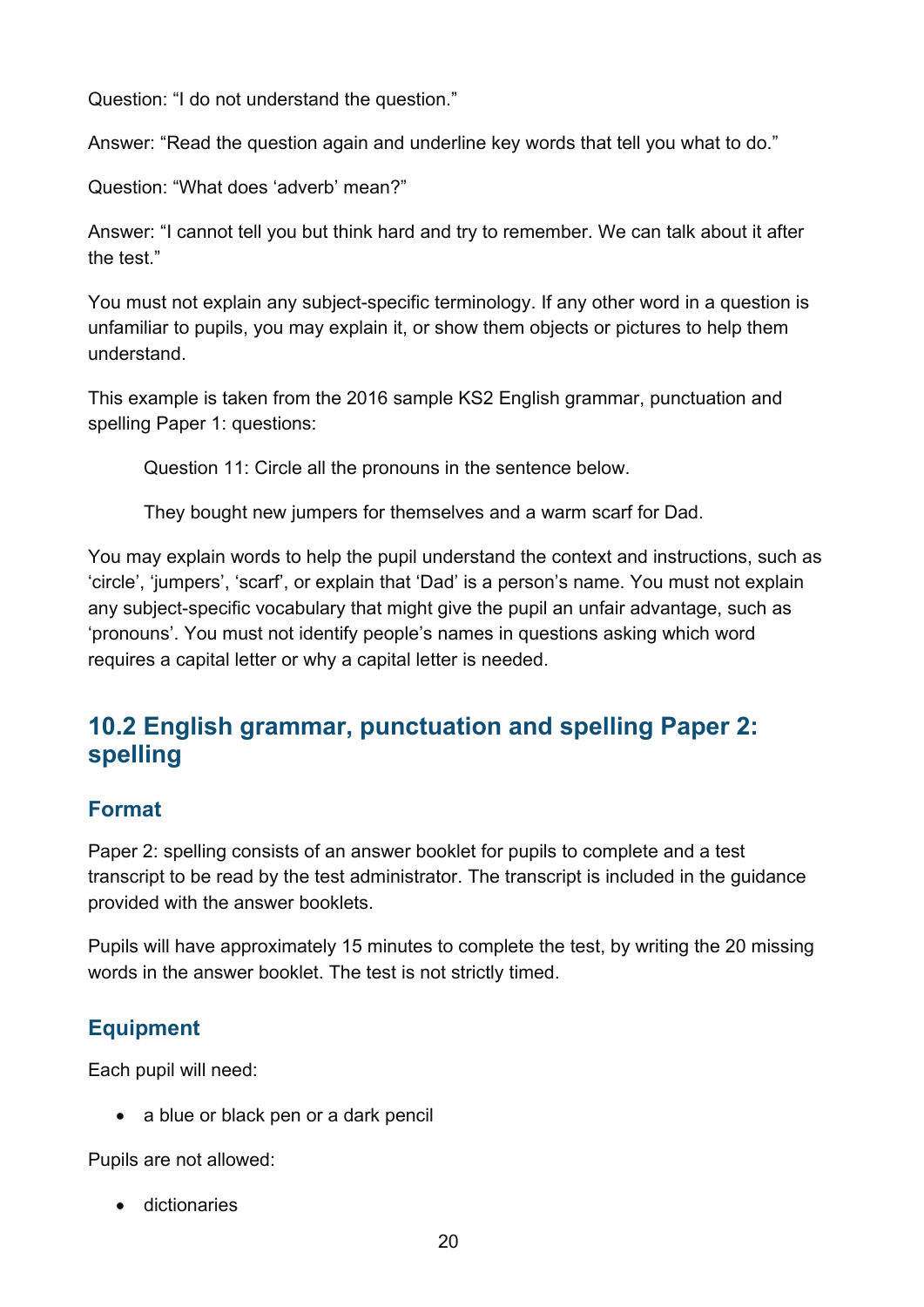Question: “I do not understand the question.”

Answer: “Read the question again and underline key words that tell you what to do.”

Question: “What does ‘adverb’ mean?”

Answer: “I cannot tell you but think hard and try to remember. We can talk about it after the test.”

You must not explain any subject-specific terminology. If any other word in a question is unfamiliar to pupils, you may explain it, or show them objects or pictures to help them understand.

This example is taken from the 2016 sample KS2 English grammar, punctuation and spelling Paper 1: questions:

> Question 11: Circle all the pronouns in the sentence below.
>
> They bought new jumpers for themselves and a warm scarf for Dad.

You may explain words to help the pupil understand the context and instructions, such as ‘circle’, ‘jumpers’, ‘scarf’, or explain that ‘Dad’ is a person’s name. You must not explain any subject-specific vocabulary that might give the pupil an unfair advantage, such as ‘pronouns’. You must not identify people’s names in questions asking which word requires a capital letter or why a capital letter is needed.

## 10.2 English grammar, punctuation and spelling Paper 2: spelling

### Format

Paper 2: spelling consists of an answer booklet for pupils to complete and a test transcript to be read by the test administrator. The transcript is included in the guidance provided with the answer booklets.

Pupils will have approximately 15 minutes to complete the test, by writing the 20 missing words in the answer booklet. The test is not strictly timed.

### Equipment

Each pupil will need:

- a blue or black pen or a dark pencil

Pupils are not allowed:

- dictionaries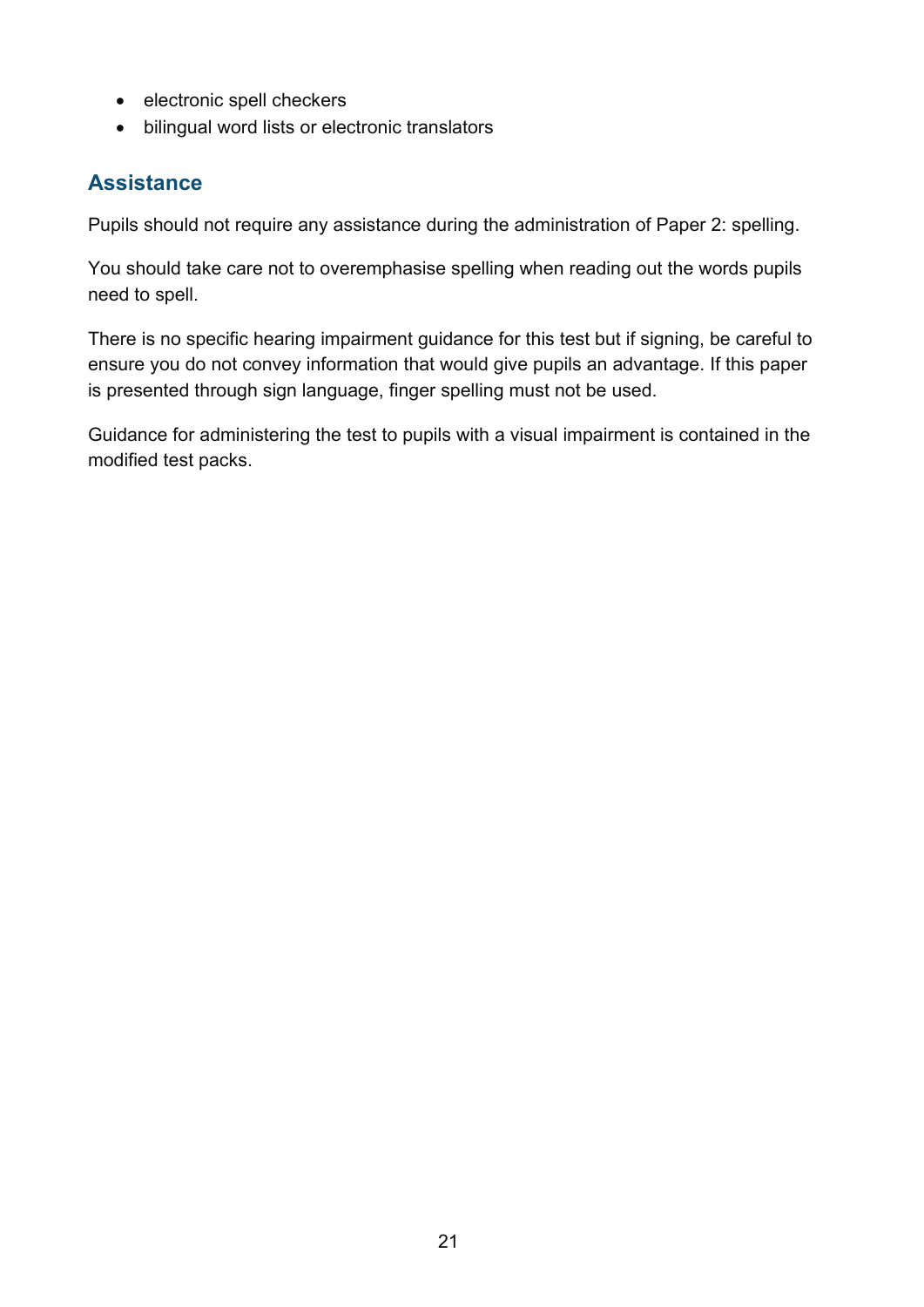- electronic spell checkers
- bilingual word lists or electronic translators

## Assistance

Pupils should not require any assistance during the administration of Paper 2: spelling.

You should take care not to overemphasise spelling when reading out the words pupils need to spell.

There is no specific hearing impairment guidance for this test but if signing, be careful to ensure you do not convey information that would give pupils an advantage. If this paper is presented through sign language, finger spelling must not be used.

Guidance for administering the test to pupils with a visual impairment is contained in the modified test packs.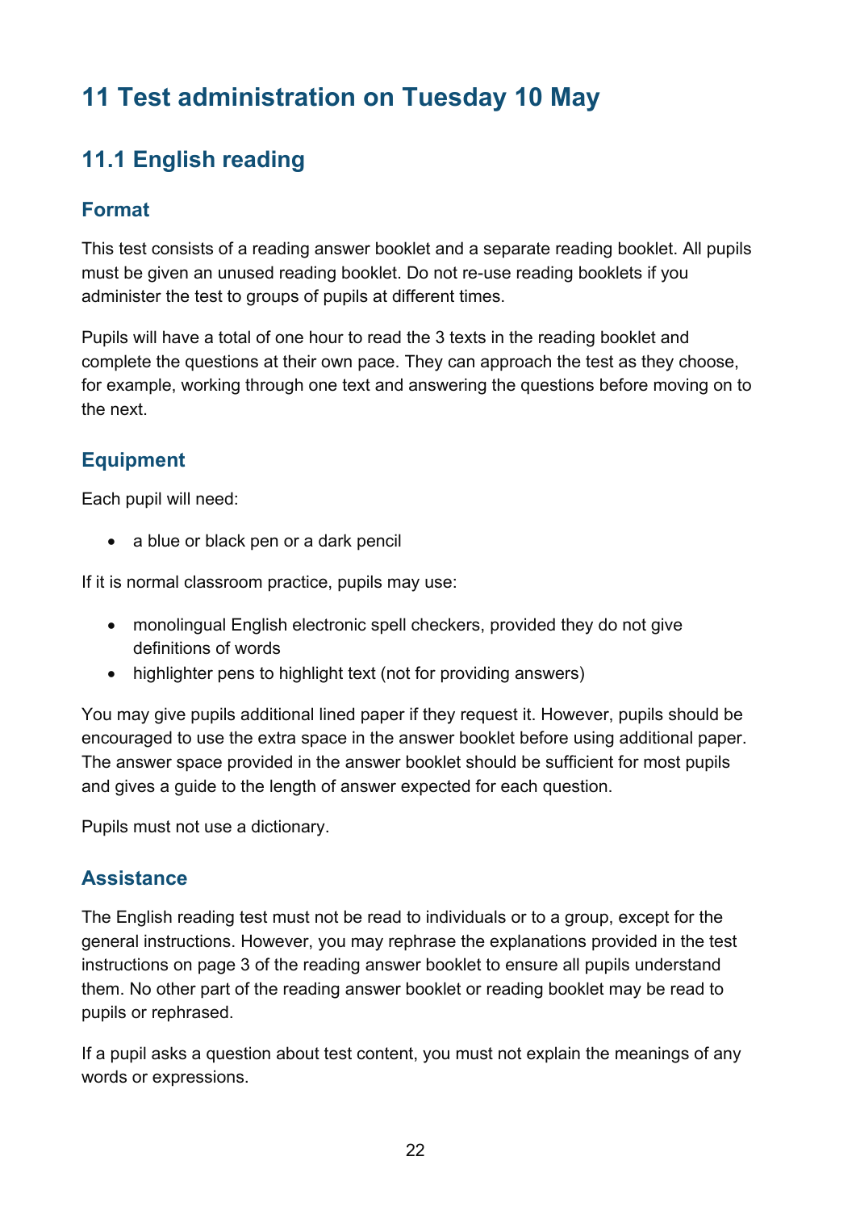# 11 Test administration on Tuesday 10 May

## 11.1 English reading

### Format

This test consists of a reading answer booklet and a separate reading booklet. All pupils must be given an unused reading booklet. Do not re-use reading booklets if you administer the test to groups of pupils at different times.

Pupils will have a total of one hour to read the 3 texts in the reading booklet and complete the questions at their own pace. They can approach the test as they choose, for example, working through one text and answering the questions before moving on to the next.

### Equipment

Each pupil will need:

- a blue or black pen or a dark pencil

If it is normal classroom practice, pupils may use:

- monolingual English electronic spell checkers, provided they do not give definitions of words
- highlighter pens to highlight text (not for providing answers)

You may give pupils additional lined paper if they request it. However, pupils should be encouraged to use the extra space in the answer booklet before using additional paper. The answer space provided in the answer booklet should be sufficient for most pupils and gives a guide to the length of answer expected for each question.

Pupils must not use a dictionary.

### Assistance

The English reading test must not be read to individuals or to a group, except for the general instructions. However, you may rephrase the explanations provided in the test instructions on page 3 of the reading answer booklet to ensure all pupils understand them. No other part of the reading answer booklet or reading booklet may be read to pupils or rephrased.

If a pupil asks a question about test content, you must not explain the meanings of any words or expressions.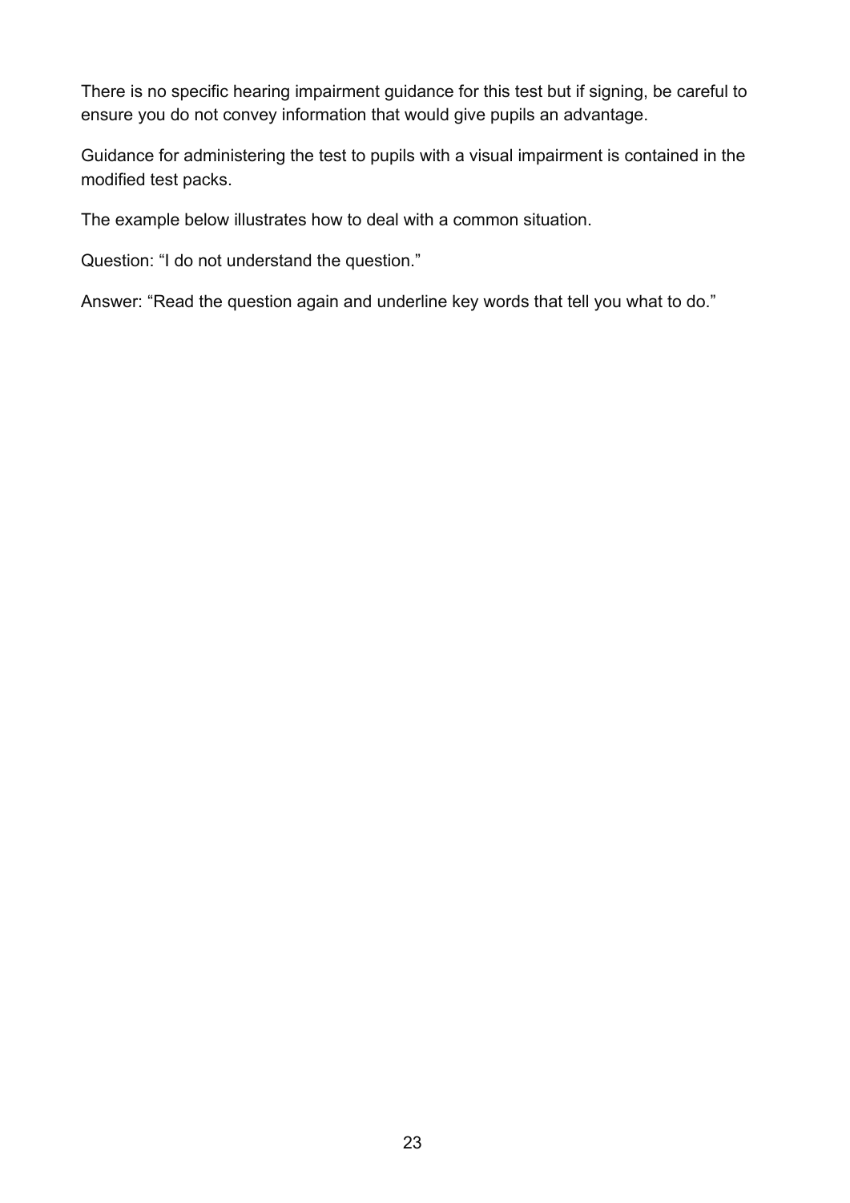There is no specific hearing impairment guidance for this test but if signing, be careful to ensure you do not convey information that would give pupils an advantage.

Guidance for administering the test to pupils with a visual impairment is contained in the modified test packs.

The example below illustrates how to deal with a common situation.

Question: “I do not understand the question.”

Answer: “Read the question again and underline key words that tell you what to do.”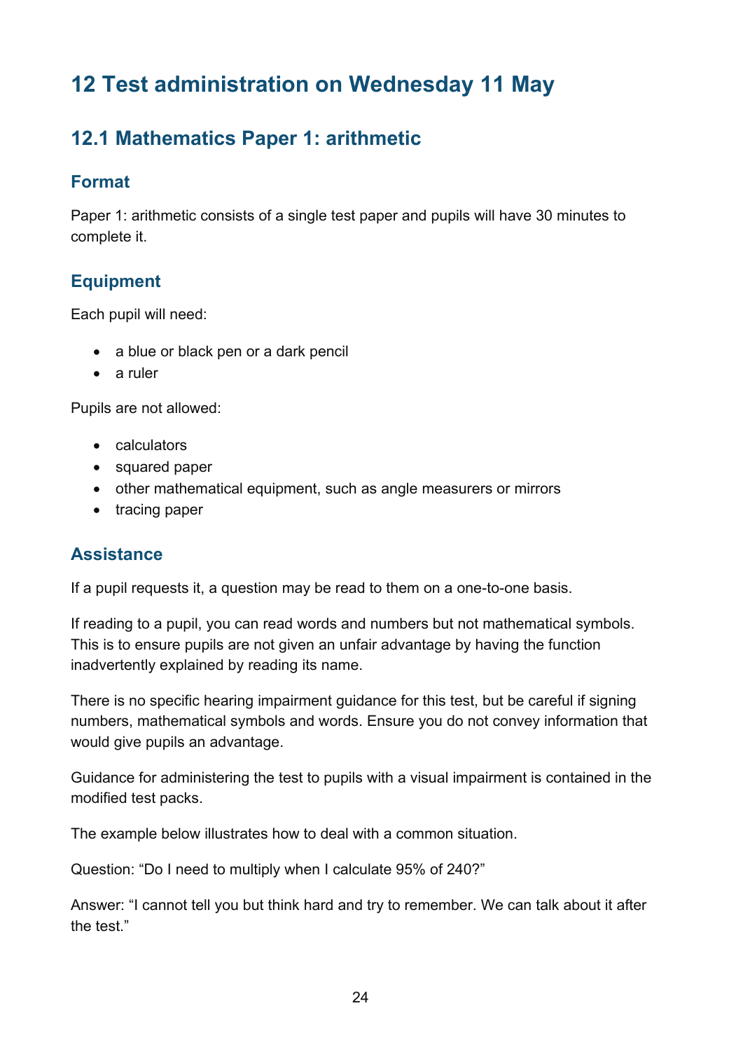# 12 Test administration on Wednesday 11 May

## 12.1 Mathematics Paper 1: arithmetic

### Format

Paper 1: arithmetic consists of a single test paper and pupils will have 30 minutes to complete it.

### Equipment

Each pupil will need:

- a blue or black pen or a dark pencil
- a ruler

Pupils are not allowed:

- calculators
- squared paper
- other mathematical equipment, such as angle measurers or mirrors
- tracing paper

### Assistance

If a pupil requests it, a question may be read to them on a one-to-one basis.

If reading to a pupil, you can read words and numbers but not mathematical symbols. This is to ensure pupils are not given an unfair advantage by having the function inadvertently explained by reading its name.

There is no specific hearing impairment guidance for this test, but be careful if signing numbers, mathematical symbols and words. Ensure you do not convey information that would give pupils an advantage.

Guidance for administering the test to pupils with a visual impairment is contained in the modified test packs.

The example below illustrates how to deal with a common situation.

Question: "Do I need to multiply when I calculate 95% of 240?"

Answer: "I cannot tell you but think hard and try to remember. We can talk about it after the test."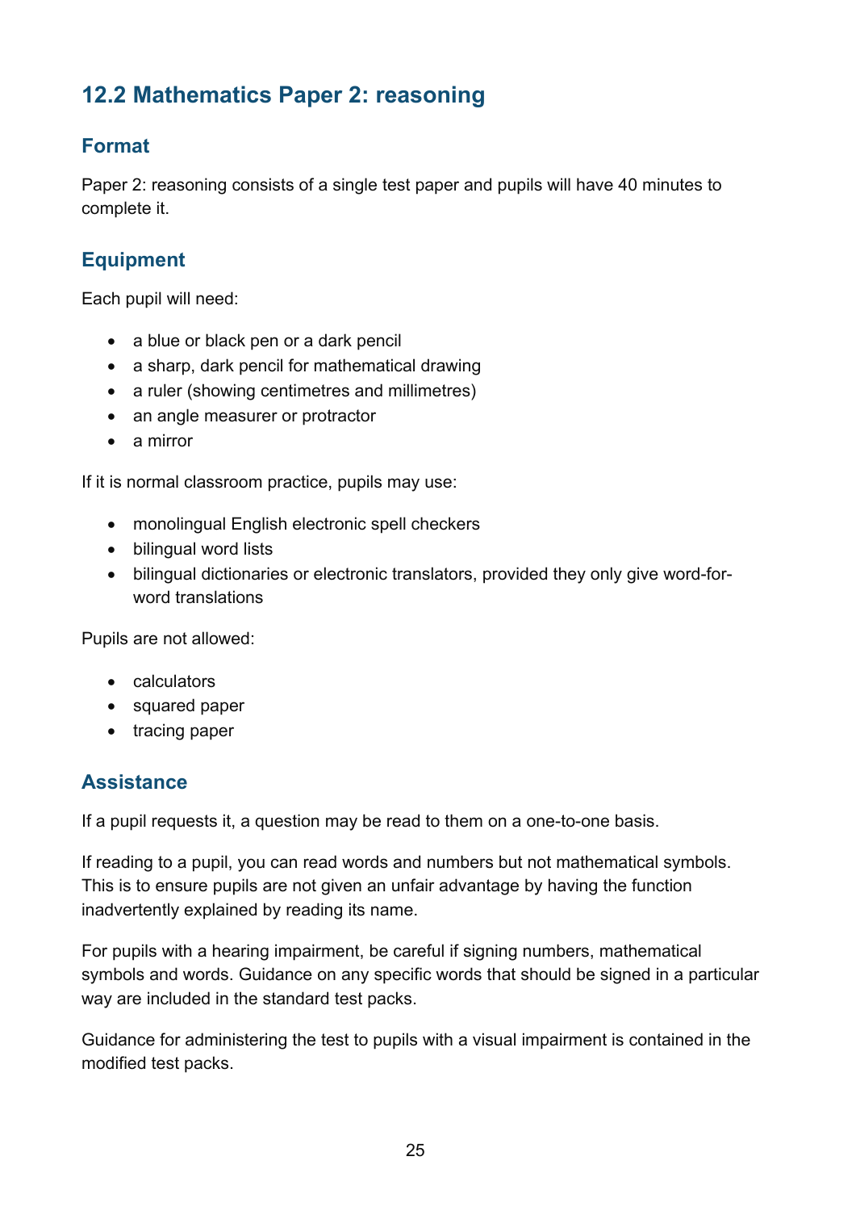## 12.2 Mathematics Paper 2: reasoning

### Format

Paper 2: reasoning consists of a single test paper and pupils will have 40 minutes to complete it.

### Equipment

Each pupil will need:

- a blue or black pen or a dark pencil
- a sharp, dark pencil for mathematical drawing
- a ruler (showing centimetres and millimetres)
- an angle measurer or protractor
- a mirror

If it is normal classroom practice, pupils may use:

- monolingual English electronic spell checkers
- bilingual word lists
- bilingual dictionaries or electronic translators, provided they only give word-for-word translations

Pupils are not allowed:

- calculators
- squared paper
- tracing paper

### Assistance

If a pupil requests it, a question may be read to them on a one-to-one basis.

If reading to a pupil, you can read words and numbers but not mathematical symbols. This is to ensure pupils are not given an unfair advantage by having the function inadvertently explained by reading its name.

For pupils with a hearing impairment, be careful if signing numbers, mathematical symbols and words. Guidance on any specific words that should be signed in a particular way are included in the standard test packs.

Guidance for administering the test to pupils with a visual impairment is contained in the modified test packs.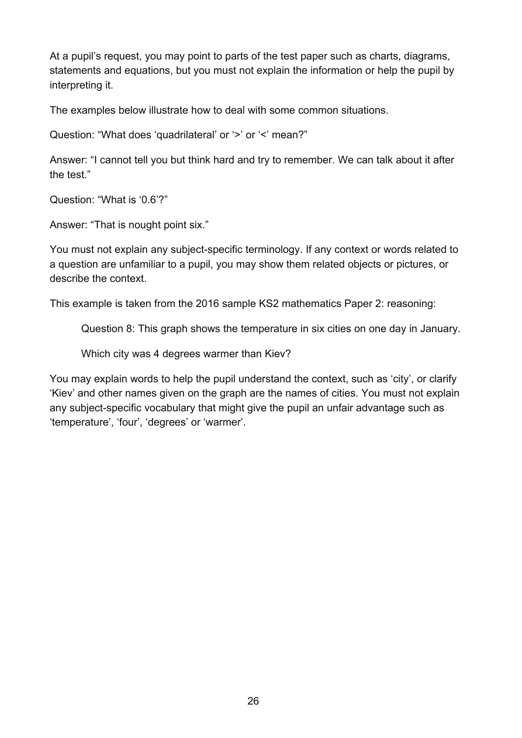At a pupil's request, you may point to parts of the test paper such as charts, diagrams, statements and equations, but you must not explain the information or help the pupil by interpreting it.

The examples below illustrate how to deal with some common situations.

Question: "What does 'quadrilateral' or '>' or '<' mean?"

Answer: "I cannot tell you but think hard and try to remember. We can talk about it after the test."

Question: "What is '0.6'?"

Answer: "That is nought point six."

You must not explain any subject-specific terminology. If any context or words related to a question are unfamiliar to a pupil, you may show them related objects or pictures, or describe the context.

This example is taken from the 2016 sample KS2 mathematics Paper 2: reasoning:

> Question 8: This graph shows the temperature in six cities on one day in January.
>
> Which city was 4 degrees warmer than Kiev?

You may explain words to help the pupil understand the context, such as 'city', or clarify 'Kiev' and other names given on the graph are the names of cities. You must not explain any subject-specific vocabulary that might give the pupil an unfair advantage such as 'temperature', 'four', 'degrees' or 'warmer'.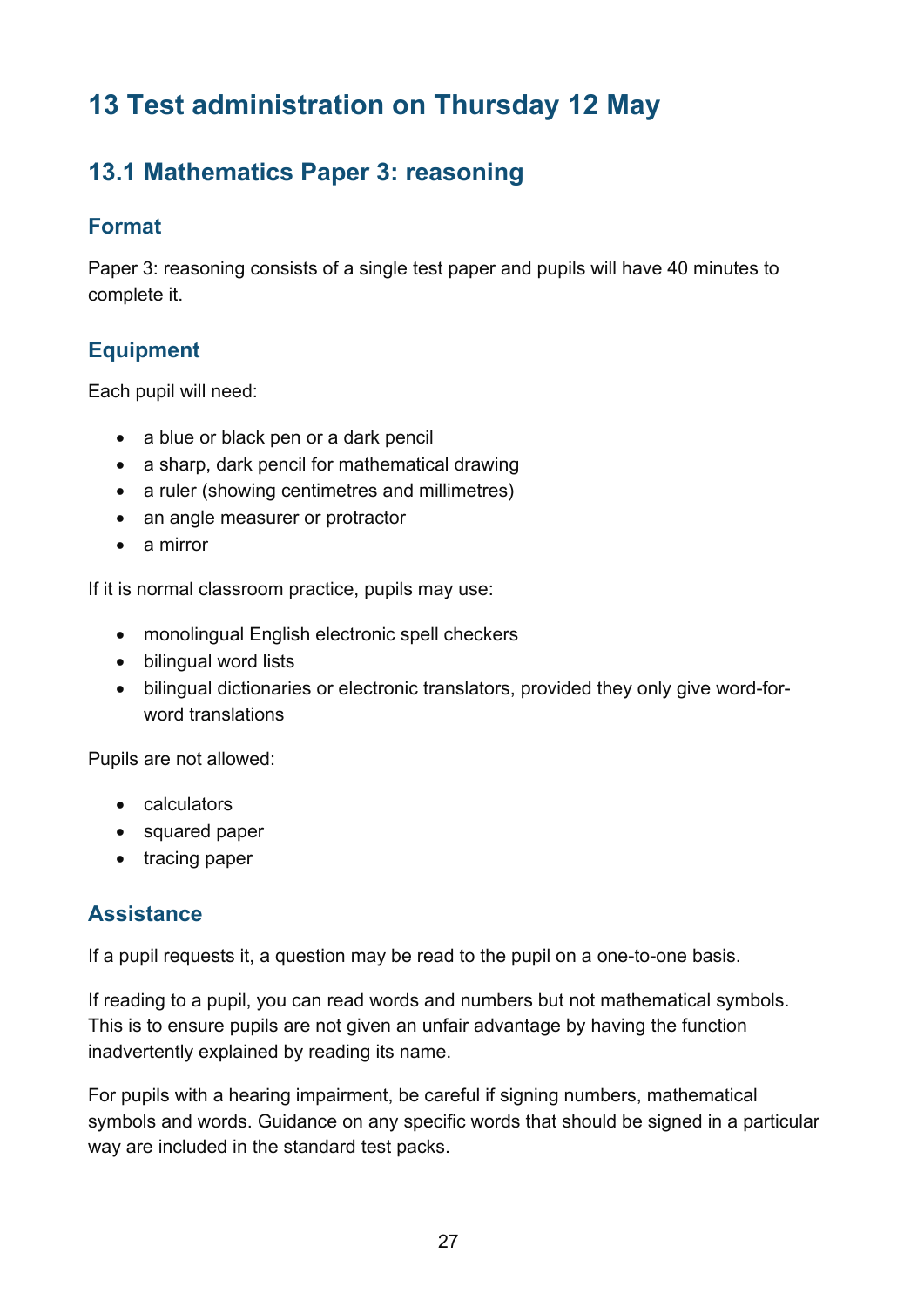# 13 Test administration on Thursday 12 May

## 13.1 Mathematics Paper 3: reasoning

### Format

Paper 3: reasoning consists of a single test paper and pupils will have 40 minutes to complete it.

### Equipment

Each pupil will need:

- a blue or black pen or a dark pencil
- a sharp, dark pencil for mathematical drawing
- a ruler (showing centimetres and millimetres)
- an angle measurer or protractor
- a mirror

If it is normal classroom practice, pupils may use:

- monolingual English electronic spell checkers
- bilingual word lists
- bilingual dictionaries or electronic translators, provided they only give word-for-word translations

Pupils are not allowed:

- calculators
- squared paper
- tracing paper

### Assistance

If a pupil requests it, a question may be read to the pupil on a one-to-one basis.

If reading to a pupil, you can read words and numbers but not mathematical symbols. This is to ensure pupils are not given an unfair advantage by having the function inadvertently explained by reading its name.

For pupils with a hearing impairment, be careful if signing numbers, mathematical symbols and words. Guidance on any specific words that should be signed in a particular way are included in the standard test packs.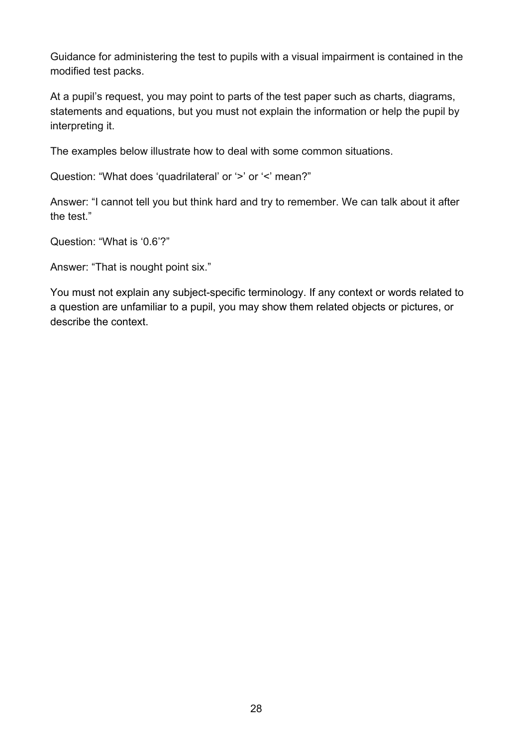Guidance for administering the test to pupils with a visual impairment is contained in the modified test packs.

At a pupil's request, you may point to parts of the test paper such as charts, diagrams, statements and equations, but you must not explain the information or help the pupil by interpreting it.

The examples below illustrate how to deal with some common situations.

Question: "What does 'quadrilateral' or '>' or '<' mean?"

Answer: "I cannot tell you but think hard and try to remember. We can talk about it after the test."

Question: "What is '0.6'?"

Answer: "That is nought point six."

You must not explain any subject-specific terminology. If any context or words related to a question are unfamiliar to a pupil, you may show them related objects or pictures, or describe the context.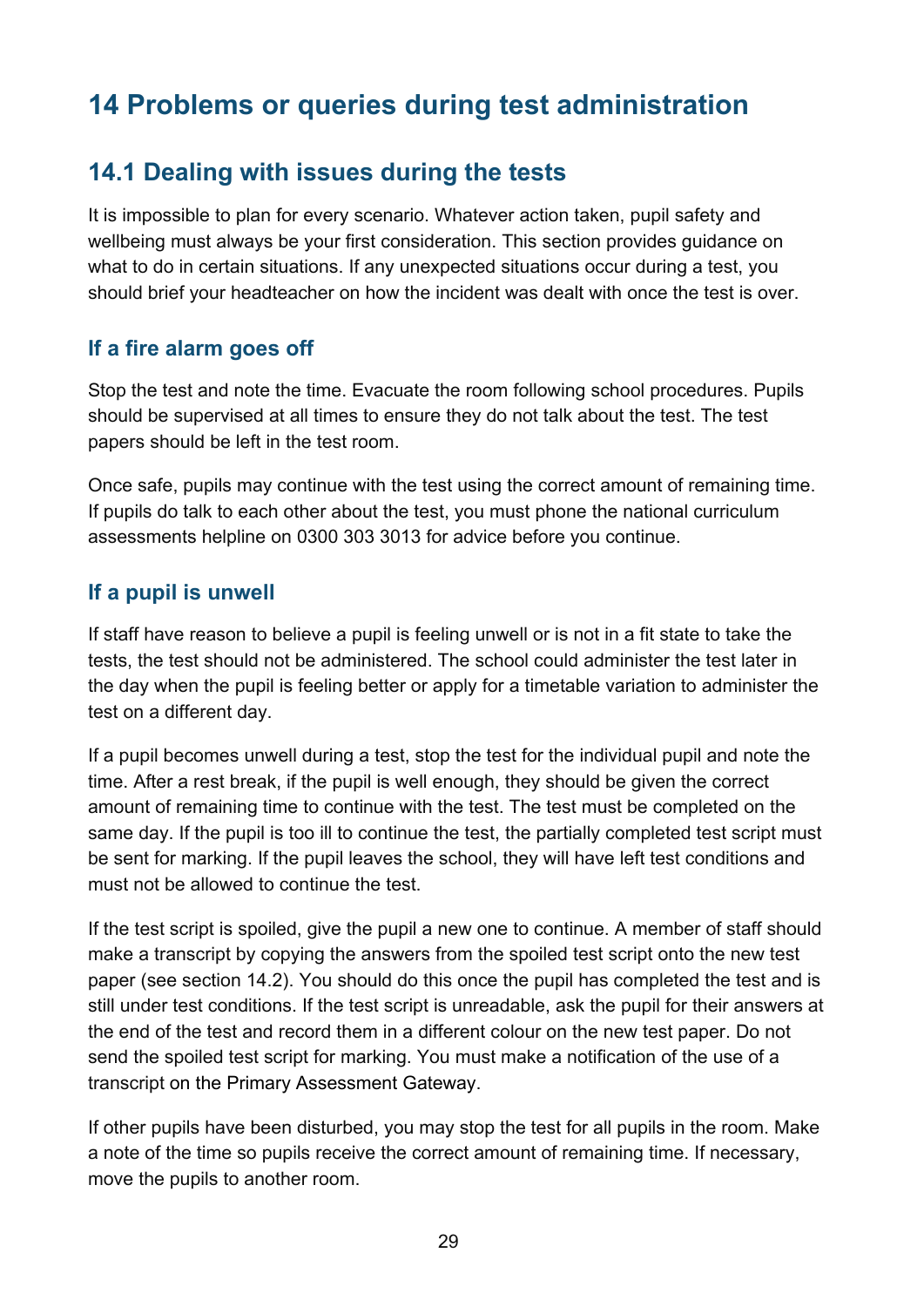# 14 Problems or queries during test administration

## 14.1 Dealing with issues during the tests

It is impossible to plan for every scenario. Whatever action taken, pupil safety and wellbeing must always be your first consideration. This section provides guidance on what to do in certain situations. If any unexpected situations occur during a test, you should brief your headteacher on how the incident was dealt with once the test is over.

### If a fire alarm goes off

Stop the test and note the time. Evacuate the room following school procedures. Pupils should be supervised at all times to ensure they do not talk about the test. The test papers should be left in the test room.

Once safe, pupils may continue with the test using the correct amount of remaining time. If pupils do talk to each other about the test, you must phone the national curriculum assessments helpline on 0300 303 3013 for advice before you continue.

### If a pupil is unwell

If staff have reason to believe a pupil is feeling unwell or is not in a fit state to take the tests, the test should not be administered. The school could administer the test later in the day when the pupil is feeling better or apply for a timetable variation to administer the test on a different day.

If a pupil becomes unwell during a test, stop the test for the individual pupil and note the time. After a rest break, if the pupil is well enough, they should be given the correct amount of remaining time to continue with the test. The test must be completed on the same day. If the pupil is too ill to continue the test, the partially completed test script must be sent for marking. If the pupil leaves the school, they will have left test conditions and must not be allowed to continue the test.

If the test script is spoiled, give the pupil a new one to continue. A member of staff should make a transcript by copying the answers from the spoiled test script onto the new test paper (see section 14.2). You should do this once the pupil has completed the test and is still under test conditions. If the test script is unreadable, ask the pupil for their answers at the end of the test and record them in a different colour on the new test paper. Do not send the spoiled test script for marking. You must make a notification of the use of a transcript on the Primary Assessment Gateway.

If other pupils have been disturbed, you may stop the test for all pupils in the room. Make a note of the time so pupils receive the correct amount of remaining time. If necessary, move the pupils to another room.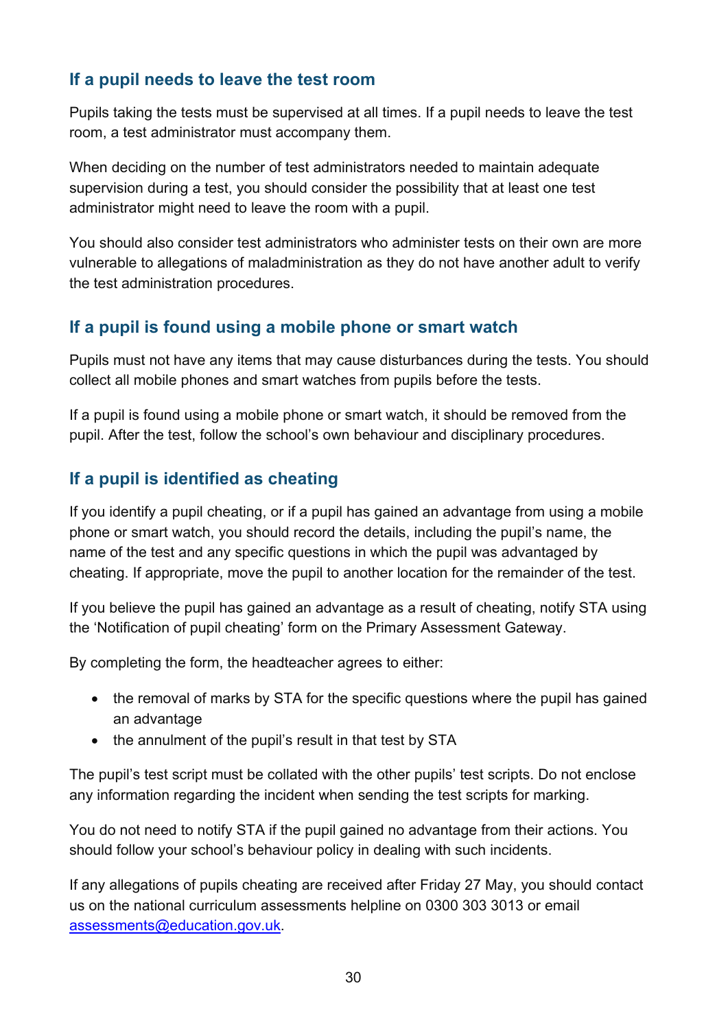## If a pupil needs to leave the test room

Pupils taking the tests must be supervised at all times. If a pupil needs to leave the test room, a test administrator must accompany them.

When deciding on the number of test administrators needed to maintain adequate supervision during a test, you should consider the possibility that at least one test administrator might need to leave the room with a pupil.

You should also consider test administrators who administer tests on their own are more vulnerable to allegations of maladministration as they do not have another adult to verify the test administration procedures.

## If a pupil is found using a mobile phone or smart watch

Pupils must not have any items that may cause disturbances during the tests. You should collect all mobile phones and smart watches from pupils before the tests.

If a pupil is found using a mobile phone or smart watch, it should be removed from the pupil. After the test, follow the school's own behaviour and disciplinary procedures.

## If a pupil is identified as cheating

If you identify a pupil cheating, or if a pupil has gained an advantage from using a mobile phone or smart watch, you should record the details, including the pupil's name, the name of the test and any specific questions in which the pupil was advantaged by cheating. If appropriate, move the pupil to another location for the remainder of the test.

If you believe the pupil has gained an advantage as a result of cheating, notify STA using the 'Notification of pupil cheating' form on the Primary Assessment Gateway.

By completing the form, the headteacher agrees to either:

- the removal of marks by STA for the specific questions where the pupil has gained an advantage
- the annulment of the pupil's result in that test by STA

The pupil's test script must be collated with the other pupils' test scripts. Do not enclose any information regarding the incident when sending the test scripts for marking.

You do not need to notify STA if the pupil gained no advantage from their actions. You should follow your school's behaviour policy in dealing with such incidents.

If any allegations of pupils cheating are received after Friday 27 May, you should contact us on the national curriculum assessments helpline on 0300 303 3013 or email assessments@education.gov.uk.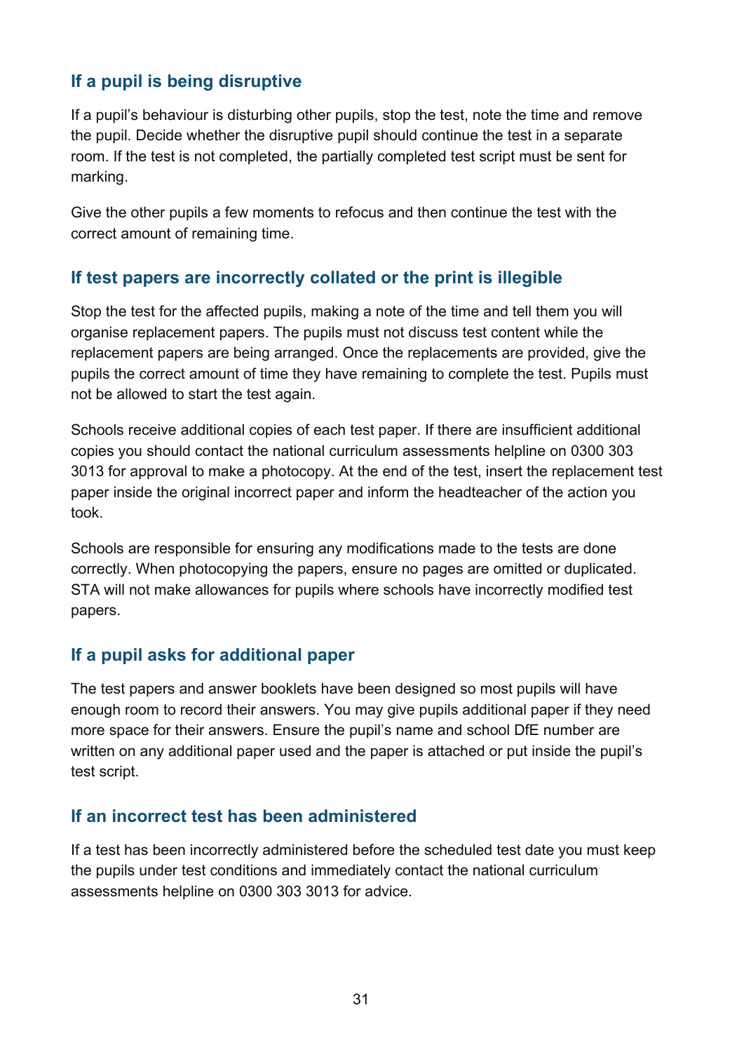### If a pupil is being disruptive

If a pupil's behaviour is disturbing other pupils, stop the test, note the time and remove the pupil. Decide whether the disruptive pupil should continue the test in a separate room. If the test is not completed, the partially completed test script must be sent for marking.

Give the other pupils a few moments to refocus and then continue the test with the correct amount of remaining time.

### If test papers are incorrectly collated or the print is illegible

Stop the test for the affected pupils, making a note of the time and tell them you will organise replacement papers. The pupils must not discuss test content while the replacement papers are being arranged. Once the replacements are provided, give the pupils the correct amount of time they have remaining to complete the test. Pupils must not be allowed to start the test again.

Schools receive additional copies of each test paper. If there are insufficient additional copies you should contact the national curriculum assessments helpline on 0300 303 3013 for approval to make a photocopy. At the end of the test, insert the replacement test paper inside the original incorrect paper and inform the headteacher of the action you took.

Schools are responsible for ensuring any modifications made to the tests are done correctly. When photocopying the papers, ensure no pages are omitted or duplicated. STA will not make allowances for pupils where schools have incorrectly modified test papers.

### If a pupil asks for additional paper

The test papers and answer booklets have been designed so most pupils will have enough room to record their answers. You may give pupils additional paper if they need more space for their answers. Ensure the pupil's name and school DfE number are written on any additional paper used and the paper is attached or put inside the pupil's test script.

### If an incorrect test has been administered

If a test has been incorrectly administered before the scheduled test date you must keep the pupils under test conditions and immediately contact the national curriculum assessments helpline on 0300 303 3013 for advice.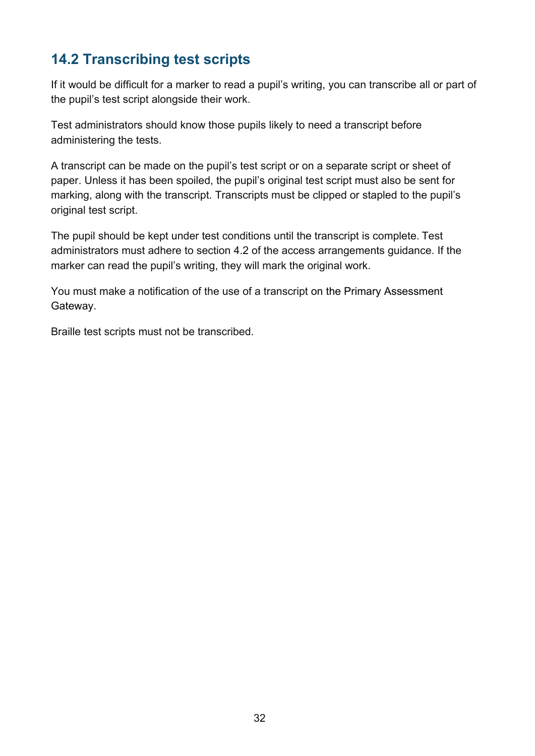## 14.2 Transcribing test scripts

If it would be difficult for a marker to read a pupil's writing, you can transcribe all or part of the pupil's test script alongside their work.

Test administrators should know those pupils likely to need a transcript before administering the tests.

A transcript can be made on the pupil's test script or on a separate script or sheet of paper. Unless it has been spoiled, the pupil's original test script must also be sent for marking, along with the transcript. Transcripts must be clipped or stapled to the pupil's original test script.

The pupil should be kept under test conditions until the transcript is complete. Test administrators must adhere to section 4.2 of the access arrangements guidance. If the marker can read the pupil's writing, they will mark the original work.

You must make a notification of the use of a transcript on the Primary Assessment Gateway.

Braille test scripts must not be transcribed.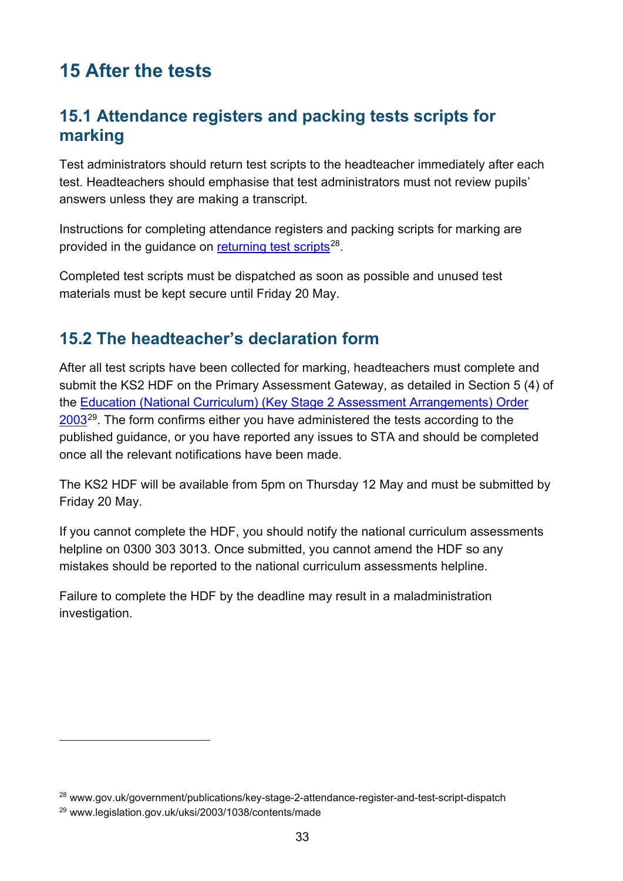# 15 After the tests

## 15.1 Attendance registers and packing tests scripts for marking

Test administrators should return test scripts to the headteacher immediately after each test. Headteachers should emphasise that test administrators must not review pupils' answers unless they are making a transcript.

Instructions for completing attendance registers and packing scripts for marking are provided in the guidance on returning test scripts[28].

Completed test scripts must be dispatched as soon as possible and unused test materials must be kept secure until Friday 20 May.

## 15.2 The headteacher's declaration form

After all test scripts have been collected for marking, headteachers must complete and submit the KS2 HDF on the Primary Assessment Gateway, as detailed in Section 5 (4) of the Education (National Curriculum) (Key Stage 2 Assessment Arrangements) Order 2003[29]. The form confirms either you have administered the tests according to the published guidance, or you have reported any issues to STA and should be completed once all the relevant notifications have been made.

The KS2 HDF will be available from 5pm on Thursday 12 May and must be submitted by Friday 20 May.

If you cannot complete the HDF, you should notify the national curriculum assessments helpline on 0300 303 3013. Once submitted, you cannot amend the HDF so any mistakes should be reported to the national curriculum assessments helpline.

Failure to complete the HDF by the deadline may result in a maladministration investigation.

---

[28] www.gov.uk/government/publications/key-stage-2-attendance-register-and-test-script-dispatch

[29] www.legislation.gov.uk/uksi/2003/1038/contents/made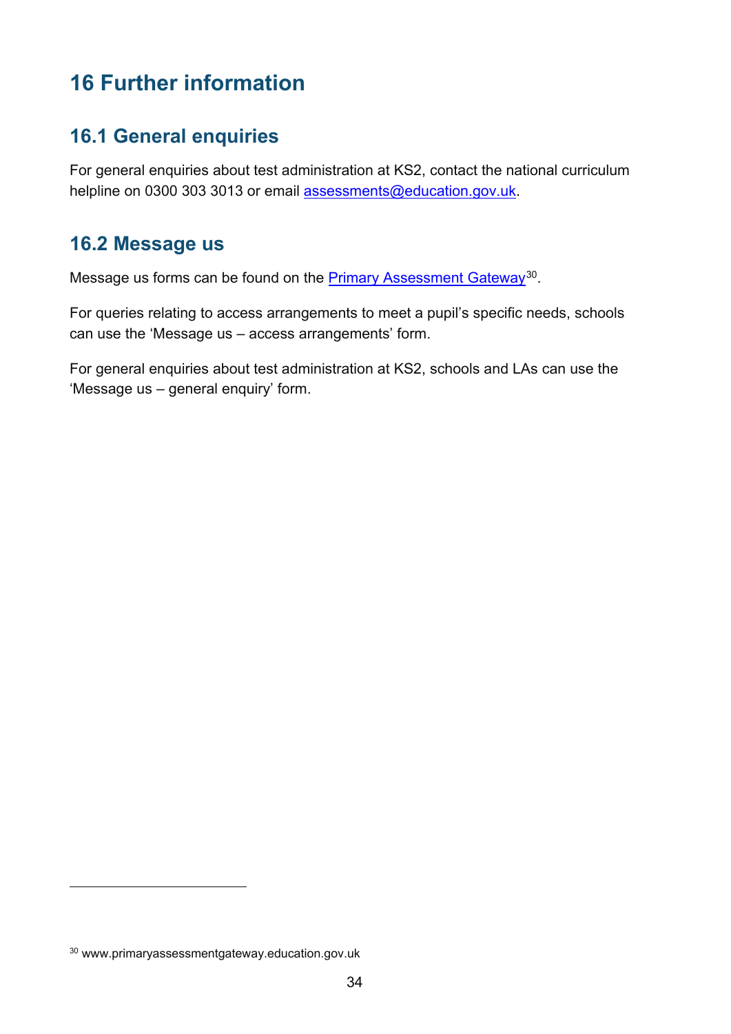# 16 Further information

## 16.1 General enquiries

For general enquiries about test administration at KS2, contact the national curriculum helpline on 0300 303 3013 or email assessments@education.gov.uk.

## 16.2 Message us

Message us forms can be found on the Primary Assessment Gateway[30].

For queries relating to access arrangements to meet a pupil's specific needs, schools can use the 'Message us – access arrangements' form.

For general enquiries about test administration at KS2, schools and LAs can use the 'Message us – general enquiry' form.

[30] www.primaryassessmentgateway.education.gov.uk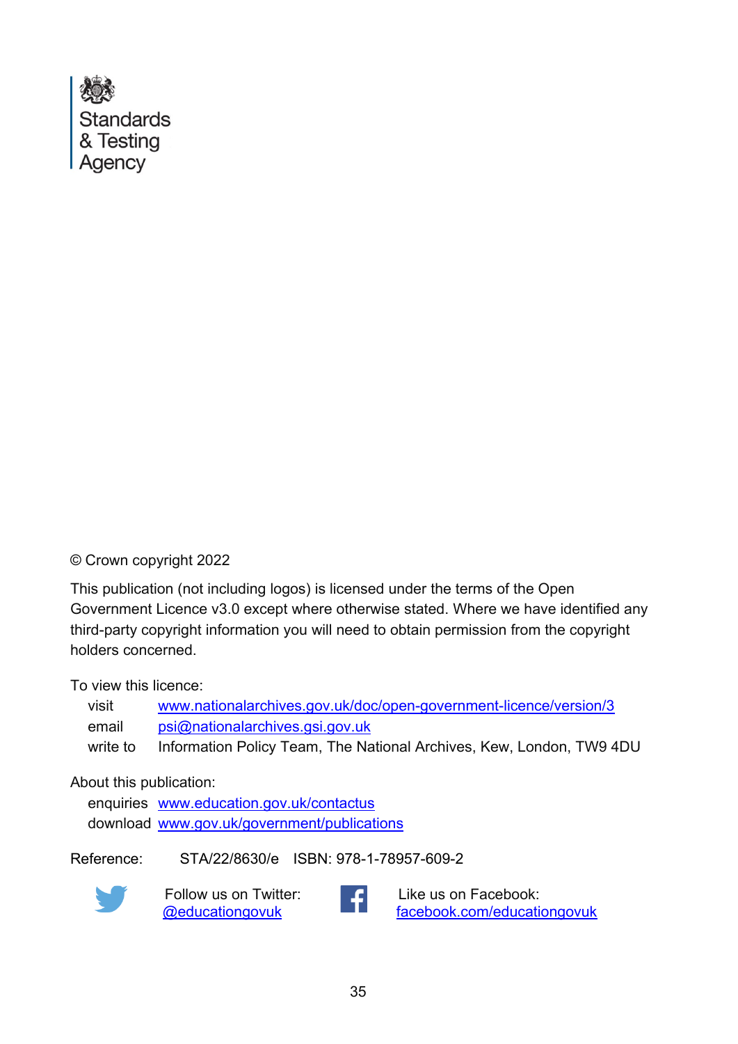Standards
& Testing
Agency

© Crown copyright 2022

This publication (not including logos) is licensed under the terms of the Open Government Licence v3.0 except where otherwise stated. Where we have identified any third-party copyright information you will need to obtain permission from the copyright holders concerned.

To view this licence:

visit www.nationalarchives.gov.uk/doc/open-government-licence/version/3
email psi@nationalarchives.gsi.gov.uk
write to Information Policy Team, The National Archives, Kew, London, TW9 4DU

About this publication:

enquiries www.education.gov.uk/contactus
download www.gov.uk/government/publications

Reference: STA/22/8630/e ISBN: 978-1-78957-609-2

Follow us on Twitter: @educationgovuk

Like us on Facebook: facebook.com/educationgovuk